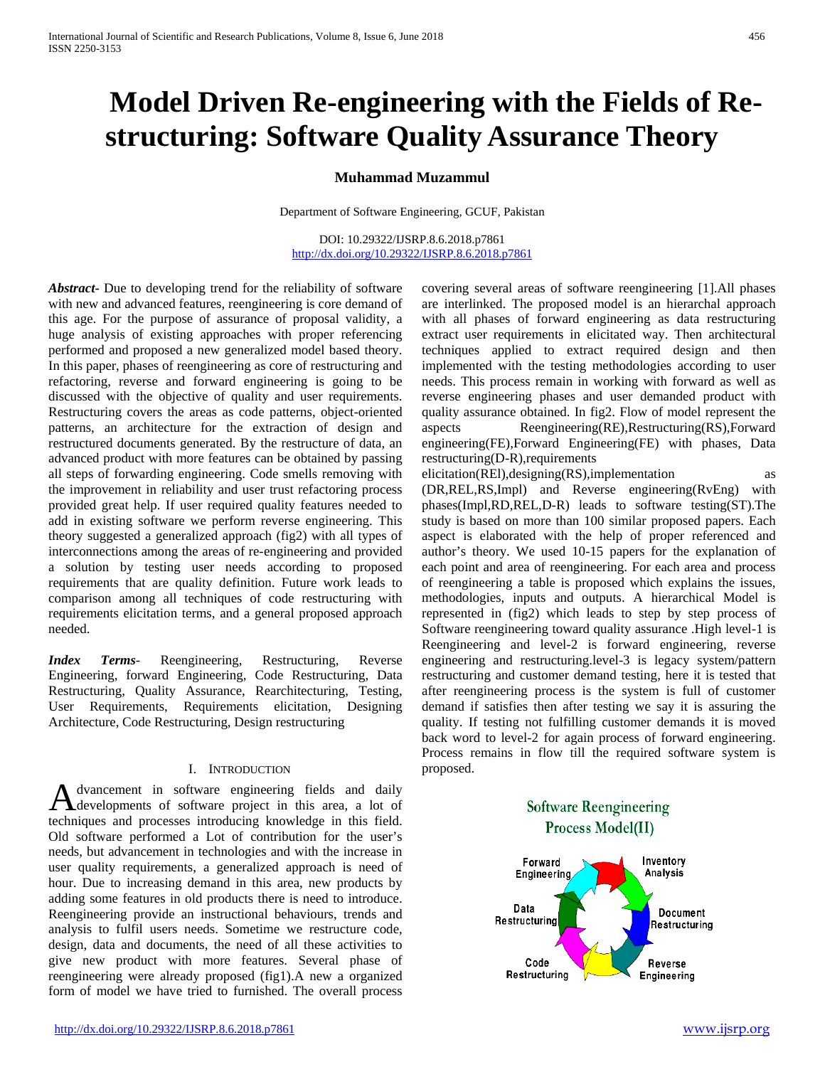# Model Driven Re-engineering with the Fields of Re-structuring: Software Quality Assurance Theory

**Muhammad Muzammul**

Department of Software Engineering, GCUF, Pakistan

DOI: 10.29322/IJSRP.8.6.2018.p7861
http://dx.doi.org/10.29322/IJSRP.8.6.2018.p7861

***Abstract***- Due to developing trend for the reliability of software with new and advanced features, reengineering is core demand of this age. For the purpose of assurance of proposal validity, a huge analysis of existing approaches with proper referencing performed and proposed a new generalized model based theory. In this paper, phases of reengineering as core of restructuring and refactoring, reverse and forward engineering is going to be discussed with the objective of quality and user requirements. Restructuring covers the areas as code patterns, object-oriented patterns, an architecture for the extraction of design and restructured documents generated. By the restructure of data, an advanced product with more features can be obtained by passing all steps of forwarding engineering. Code smells removing with the improvement in reliability and user trust refactoring process provided great help. If user required quality features needed to add in existing software we perform reverse engineering. This theory suggested a generalized approach (fig2) with all types of interconnections among the areas of re-engineering and provided a solution by testing user needs according to proposed requirements that are quality definition. Future work leads to comparison among all techniques of code restructuring with requirements elicitation terms, and a general proposed approach needed.

***Index Terms***- Reengineering, Restructuring, Reverse Engineering, forward Engineering, Code Restructuring, Data Restructuring, Quality Assurance, Rearchitecturing, Testing, User Requirements, Requirements elicitation, Designing Architecture, Code Restructuring, Design restructuring

## I. Introduction

Advancement in software engineering fields and daily developments of software project in this area, a lot of techniques and processes introducing knowledge in this field. Old software performed a Lot of contribution for the user's needs, but advancement in technologies and with the increase in user quality requirements, a generalized approach is need of hour. Due to increasing demand in this area, new products by adding some features in old products there is need to introduce. Reengineering provide an instructional behaviours, trends and analysis to fulfil users needs. Sometime we restructure code, design, data and documents, the need of all these activities to give new product with more features. Several phase of reengineering were already proposed (fig1).A new a organized form of model we have tried to furnished. The overall process covering several areas of software reengineering [1].All phases are interlinked. The proposed model is an hierarchal approach with all phases of forward engineering as data restructuring extract user requirements in elicitated way. Then architectural techniques applied to extract required design and then implemented with the testing methodologies according to user needs. This process remain in working with forward as well as reverse engineering phases and user demanded product with quality assurance obtained. In fig2. Flow of model represent the aspects Reengineering(RE),Restructuring(RS),Forward engineering(FE),Forward Engineering(FE) with phases, Data restructuring(D-R),requirements elicitation(REl),designing(RS),implementation as (DR,REL,RS,Impl) and Reverse engineering(RvEng) with phases(Impl,RD,REL,D-R) leads to software testing(ST).The study is based on more than 100 similar proposed papers. Each aspect is elaborated with the help of proper referenced and author's theory. We used 10-15 papers for the explanation of each point and area of reengineering. For each area and process of reengineering a table is proposed which explains the issues, methodologies, inputs and outputs. A hierarchical Model is represented in (fig2) which leads to step by step process of Software reengineering toward quality assurance .High level-1 is Reengineering and level-2 is forward engineering, reverse engineering and restructuring.level-3 is legacy system/pattern restructuring and customer demand testing, here it is tested that after reengineering process is the system is full of customer demand if satisfies then after testing we say it is assuring the quality. If testing not fulfilling customer demands it is moved back word to level-2 for again process of forward engineering. Process remains in flow till the required software system is proposed.

Software Reengineering
Process Model(II)

Forward Engineering
Inventory Analysis
Data Restructuring
Document Restructuring
Code Restructuring
Reverse Engineering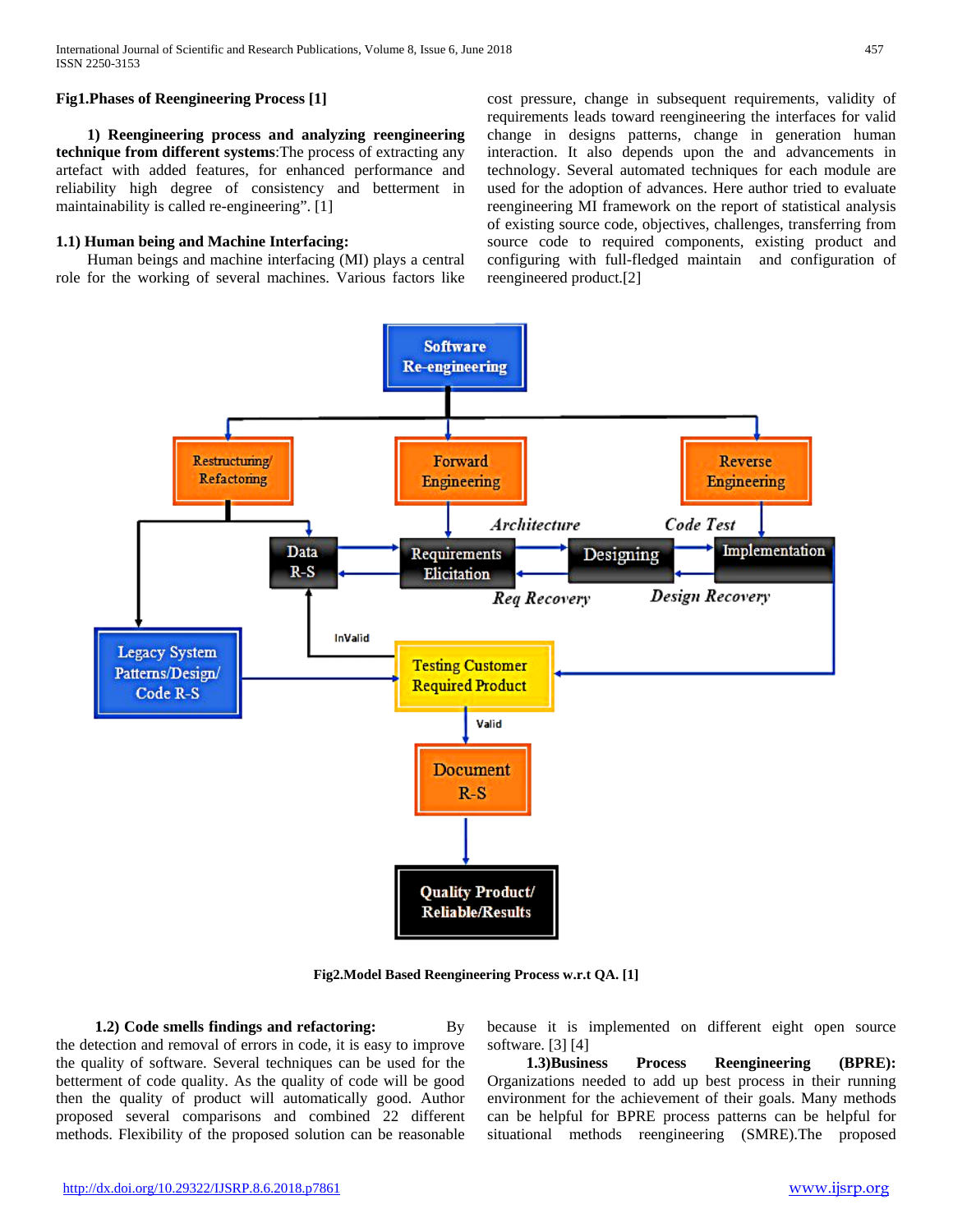**Fig1.Phases of Reengineering Process [1]**

**1) Reengineering process and analyzing reengineering technique from different systems**:The process of extracting any artefact with added features, for enhanced performance and reliability high degree of consistency and betterment in maintainability is called re-engineering". [1]

**1.1) Human being and Machine Interfacing:**

Human beings and machine interfacing (MI) plays a central role for the working of several machines. Various factors like cost pressure, change in subsequent requirements, validity of requirements leads toward reengineering the interfaces for valid change in designs patterns, change in generation human interaction. It also depends upon the and advancements in technology. Several automated techniques for each module are used for the adoption of advances. Here author tried to evaluate reengineering MI framework on the report of statistical analysis of existing source code, objectives, challenges, transferring from source code to required components, existing product and configuring with full-fledged maintain and configuration of reengineered product.[2]

**Fig2.Model Based Reengineering Process w.r.t QA. [1]**

**1.2) Code smells findings and refactoring:** By the detection and removal of errors in code, it is easy to improve the quality of software. Several techniques can be used for the betterment of code quality. As the quality of code will be good then the quality of product will automatically good. Author proposed several comparisons and combined 22 different methods. Flexibility of the proposed solution can be reasonable because it is implemented on different eight open source software. [3] [4]

**1.3)Business Process Reengineering (BPRE):** Organizations needed to add up best process in their running environment for the achievement of their goals. Many methods can be helpful for BPRE process patterns can be helpful for situational methods reengineering (SMRE).The proposed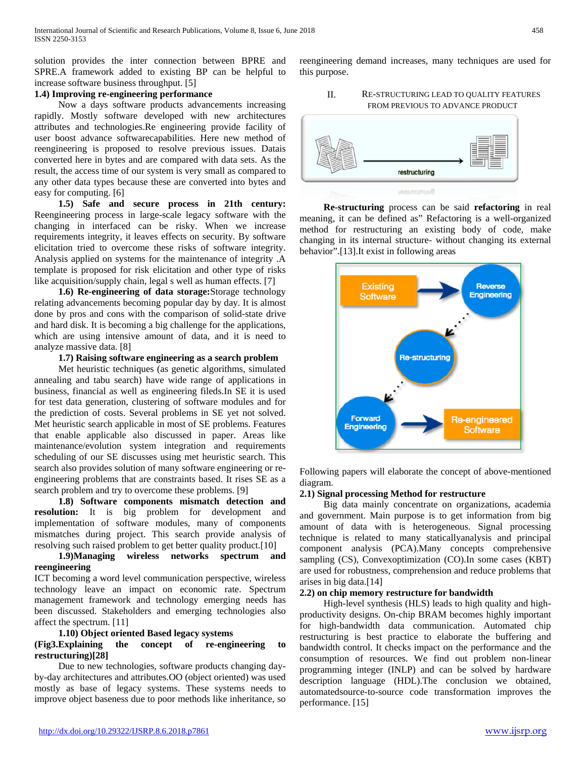solution provides the inter connection between BPRE and SPRE.A framework added to existing BP can be helpful to increase software business throughput. [5]

**1.4) Improving re-engineering performance**

Now a days software products advancements increasing rapidly. Mostly software developed with new architectures attributes and technologies.Re engineering provide facility of user boost advance softwarecapabilities. Here new method of reengineering is proposed to resolve previous issues. Datais converted here in bytes and are compared with data sets. As the result, the access time of our system is very small as compared to any other data types because these are converted into bytes and easy for computing. [6]

**1.5) Safe and secure process in 21th century:** Reengineering process in large-scale legacy software with the changing in interfaced can be risky. When we increase requirements integrity, it leaves effects on security. By software elicitation tried to overcome these risks of software integrity. Analysis applied on systems for the maintenance of integrity .A template is proposed for risk elicitation and other type of risks like acquisition/supply chain, legal s well as human effects. [7]

**1.6) Re-engineering of data storage:**Storage technology relating advancements becoming popular day by day. It is almost done by pros and cons with the comparison of solid-state drive and hard disk. It is becoming a big challenge for the applications, which are using intensive amount of data, and it is need to analyze massive data. [8]

**1.7) Raising software engineering as a search problem**

Met heuristic techniques (as genetic algorithms, simulated annealing and tabu search) have wide range of applications in business, financial as well as engineering fileds.In SE it is used for test data generation, clustering of software modules and for the prediction of costs. Several problems in SE yet not solved. Met heuristic search applicable in most of SE problems. Features that enable applicable also discussed in paper. Areas like maintenance/evolution system integration and requirements scheduling of our SE discusses using met heuristic search. This search also provides solution of many software engineering or re-engineering problems that are constraints based. It rises SE as a search problem and try to overcome these problems. [9]

**1.8) Software components mismatch detection and resolution:** It is big problem for development and implementation of software modules, many of components mismatches during project. This search provide analysis of resolving such raised problem to get better quality product.[10]

**1.9)Managing wireless networks spectrum and reengineering**

ICT becoming a word level communication perspective, wireless technology leave an impact on economic rate. Spectrum management framework and technology emerging needs has been discussed. Stakeholders and emerging technologies also affect the spectrum. [11]

**1.10) Object oriented Based legacy systems**

**(Fig3.Explaining the concept of re-engineering to restructuring)[28]**

Due to new technologies, software products changing day-by-day architectures and attributes.OO (object oriented) was used mostly as base of legacy systems. These systems needs to improve object baseness due to poor methods like inheritance, so reengineering demand increases, many techniques are used for this purpose.

## II. RE-STRUCTURING LEAD TO QUALITY FEATURES FROM PREVIOUS TO ADVANCE PRODUCT

restructuring

**Re-structuring** process can be said **refactoring** in real meaning, it can be defined as" Refactoring is a well-organized method for restructuring an existing body of code, make changing in its internal structure- without changing its external behavior".[13].It exist in following areas

Existing Software
Reverse Engineering
Re-structuring
Forward Engineering
Re-engineered Software

Following papers will elaborate the concept of above-mentioned diagram.

**2.1) Signal processing Method for restructure**

Big data mainly concentrate on organizations, academia and government. Main purpose is to get information from big amount of data with is heterogeneous. Signal processing technique is related to many staticallyanalysis and principal component analysis (PCA).Many concepts comprehensive sampling (CS), Convexoptimization (CO).In some cases (KBT) are used for robustness, comprehension and reduce problems that arises in big data.[14]

**2.2) on chip memory restructure for bandwidth**

High-level synthesis (HLS) leads to high quality and high-productivity designs. On-chip BRAM becomes highly important for high-bandwidth data communication. Automated chip restructuring is best practice to elaborate the buffering and bandwidth control. It checks impact on the performance and the consumption of resources. We find out problem non-linear programming integer (INLP) and can be solved by hardware description language (HDL).The conclusion we obtained, automatedsource-to-source code transformation improves the performance. [15]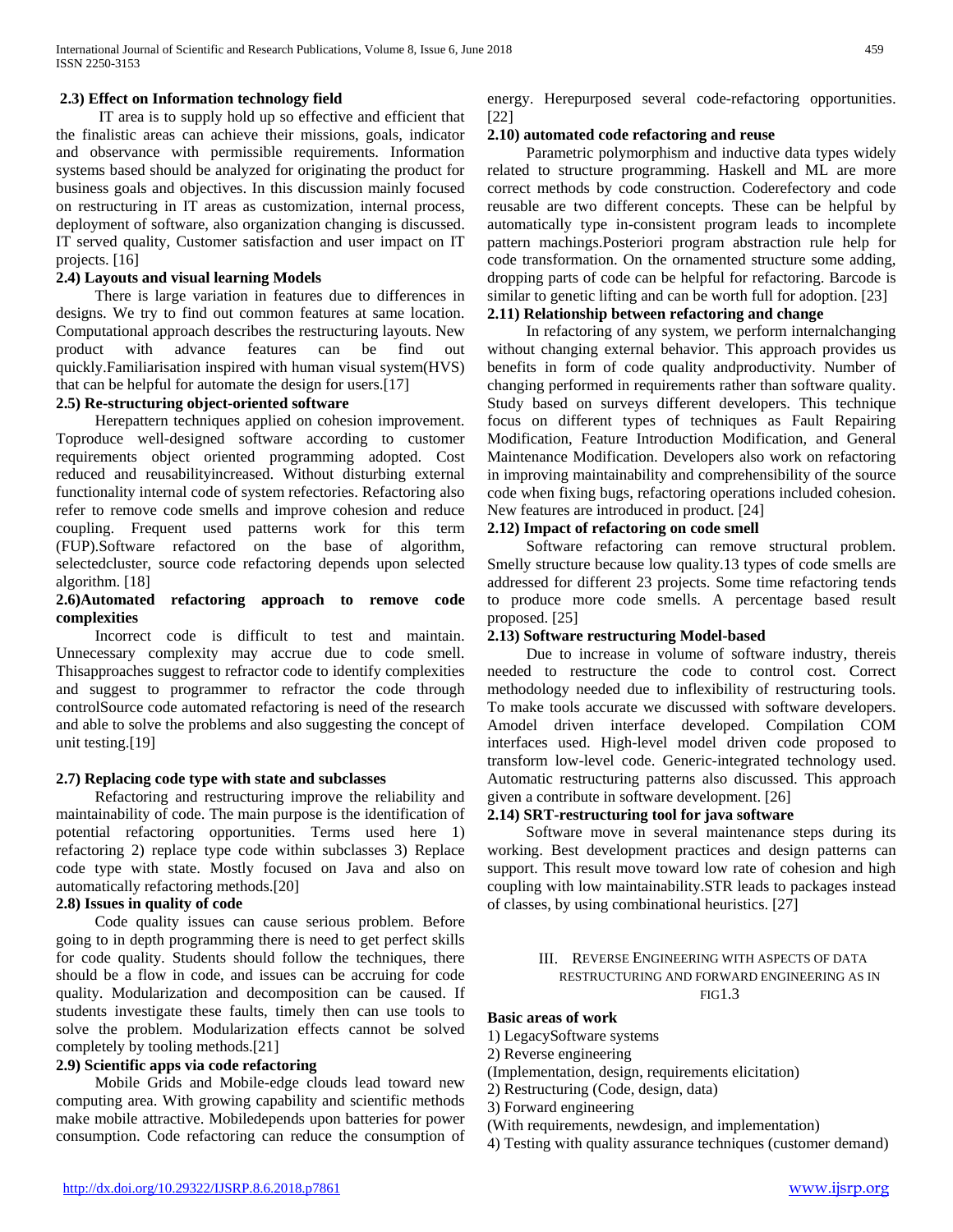### 2.3) Effect on Information technology field

IT area is to supply hold up so effective and efficient that the finalistic areas can achieve their missions, goals, indicator and observance with permissible requirements. Information systems based should be analyzed for originating the product for business goals and objectives. In this discussion mainly focused on restructuring in IT areas as customization, internal process, deployment of software, also organization changing is discussed. IT served quality, Customer satisfaction and user impact on IT projects. [16]

### 2.4) Layouts and visual learning Models

There is large variation in features due to differences in designs. We try to find out common features at same location. Computational approach describes the restructuring layouts. New product with advance features can be find out quickly.Familiarisation inspired with human visual system(HVS) that can be helpful for automate the design for users.[17]

### 2.5) Re-structuring object-oriented software

Herepattern techniques applied on cohesion improvement. Toproduce well-designed software according to customer requirements object oriented programming adopted. Cost reduced and reusabilityincreased. Without disturbing external functionality internal code of system refectories. Refactoring also refer to remove code smells and improve cohesion and reduce coupling. Frequent used patterns work for this term (FUP).Software refactored on the base of algorithm, selectedcluster, source code refactoring depends upon selected algorithm. [18]

### 2.6)Automated refactoring approach to remove code complexities

Incorrect code is difficult to test and maintain. Unnecessary complexity may accrue due to code smell. Thisapproaches suggest to refractor code to identify complexities and suggest to programmer to refractor the code through controlSource code automated refactoring is need of the research and able to solve the problems and also suggesting the concept of unit testing.[19]

### 2.7) Replacing code type with state and subclasses

Refactoring and restructuring improve the reliability and maintainability of code. The main purpose is the identification of potential refactoring opportunities. Terms used here 1) refactoring 2) replace type code within subclasses 3) Replace code type with state. Mostly focused on Java and also on automatically refactoring methods.[20]

### 2.8) Issues in quality of code

Code quality issues can cause serious problem. Before going to in depth programming there is need to get perfect skills for code quality. Students should follow the techniques, there should be a flow in code, and issues can be accruing for code quality. Modularization and decomposition can be caused. If students investigate these faults, timely then can use tools to solve the problem. Modularization effects cannot be solved completely by tooling methods.[21]

### 2.9) Scientific apps via code refactoring

Mobile Grids and Mobile-edge clouds lead toward new computing area. With growing capability and scientific methods make mobile attractive. Mobiledepends upon batteries for power consumption. Code refactoring can reduce the consumption of energy. Herepurposed several code-refactoring opportunities. [22]

### 2.10) automated code refactoring and reuse

Parametric polymorphism and inductive data types widely related to structure programming. Haskell and ML are more correct methods by code construction. Coderefectory and code reusable are two different concepts. These can be helpful by automatically type in-consistent program leads to incomplete pattern machings.Posteriori program abstraction rule help for code transformation. On the ornamented structure some adding, dropping parts of code can be helpful for refactoring. Barcode is similar to genetic lifting and can be worth full for adoption. [23]

### 2.11) Relationship between refactoring and change

In refactoring of any system, we perform internalchanging without changing external behavior. This approach provides us benefits in form of code quality andproductivity. Number of changing performed in requirements rather than software quality. Study based on surveys different developers. This technique focus on different types of techniques as Fault Repairing Modification, Feature Introduction Modification, and General Maintenance Modification. Developers also work on refactoring in improving maintainability and comprehensibility of the source code when fixing bugs, refactoring operations included cohesion. New features are introduced in product. [24]

### 2.12) Impact of refactoring on code smell

Software refactoring can remove structural problem. Smelly structure because low quality.13 types of code smells are addressed for different 23 projects. Some time refactoring tends to produce more code smells. A percentage based result proposed. [25]

### 2.13) Software restructuring Model-based

Due to increase in volume of software industry, thereis needed to restructure the code to control cost. Correct methodology needed due to inflexibility of restructuring tools. To make tools accurate we discussed with software developers. Amodel driven interface developed. Compilation COM interfaces used. High-level model driven code proposed to transform low-level code. Generic-integrated technology used. Automatic restructuring patterns also discussed. This approach given a contribute in software development. [26]

### 2.14) SRT-restructuring tool for java software

Software move in several maintenance steps during its working. Best development practices and design patterns can support. This result move toward low rate of cohesion and high coupling with low maintainability.STR leads to packages instead of classes, by using combinational heuristics. [27]

## III. Reverse Engineering with aspects of data restructuring and forward engineering as in fig1.3

**Basic areas of work**

1) LegacySoftware systems
2) Reverse engineering
(Implementation, design, requirements elicitation)
2) Restructuring (Code, design, data)
3) Forward engineering
(With requirements, newdesign, and implementation)
4) Testing with quality assurance techniques (customer demand)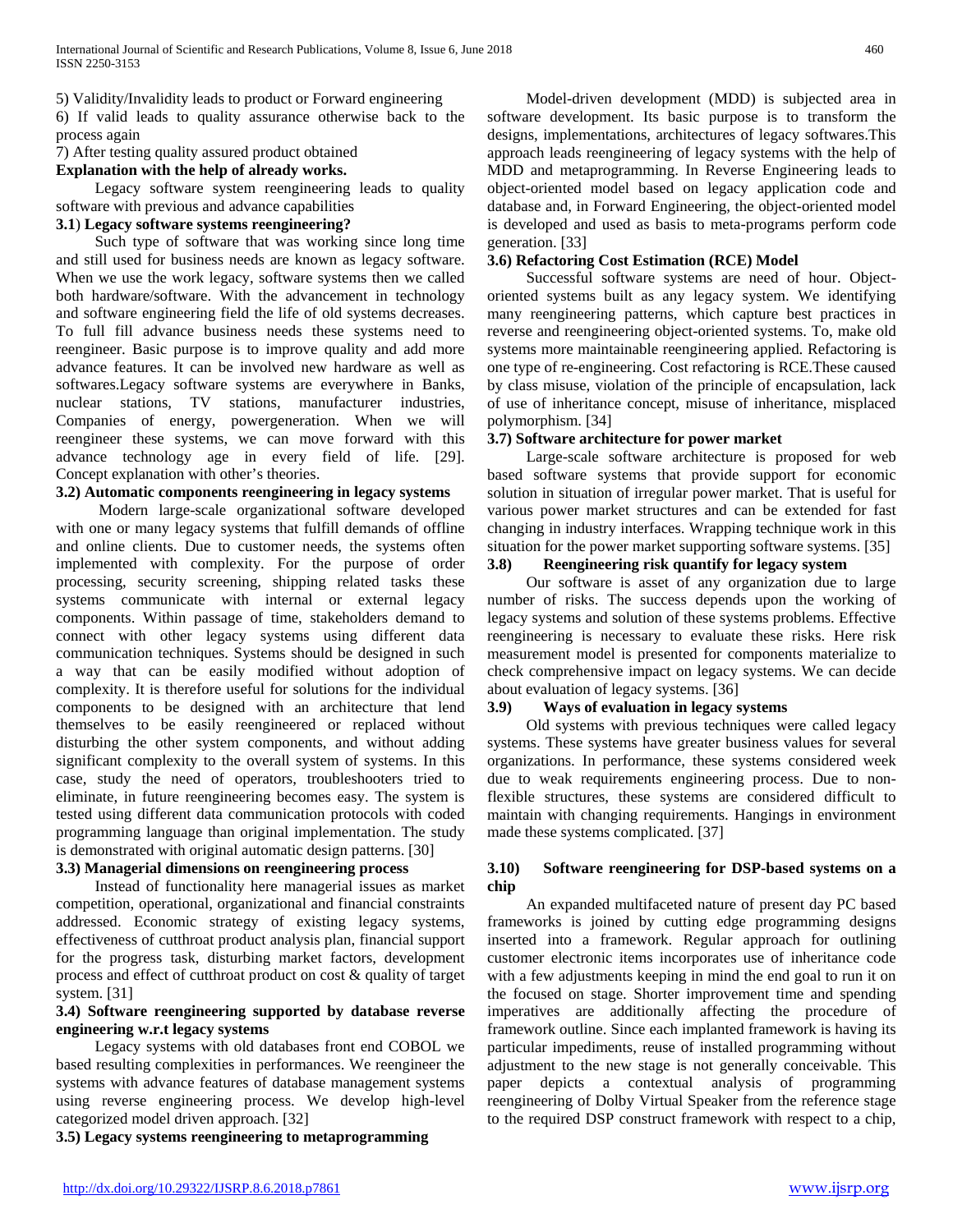5) Validity/Invalidity leads to product or Forward engineering

6) If valid leads to quality assurance otherwise back to the process again

7) After testing quality assured product obtained

**Explanation with the help of already works.**

Legacy software system reengineering leads to quality software with previous and advance capabilities

### 3.1) Legacy software systems reengineering?

Such type of software that was working since long time and still used for business needs are known as legacy software. When we use the work legacy, software systems then we called both hardware/software. With the advancement in technology and software engineering field the life of old systems decreases. To full fill advance business needs these systems need to reengineer. Basic purpose is to improve quality and add more advance features. It can be involved new hardware as well as softwares.Legacy software systems are everywhere in Banks, nuclear stations, TV stations, manufacturer industries, Companies of energy, powergeneration. When we will reengineer these systems, we can move forward with this advance technology age in every field of life. [29]. Concept explanation with other's theories.

### 3.2) Automatic components reengineering in legacy systems

Modern large-scale organizational software developed with one or many legacy systems that fulfill demands of offline and online clients. Due to customer needs, the systems often implemented with complexity. For the purpose of order processing, security screening, shipping related tasks these systems communicate with internal or external legacy components. Within passage of time, stakeholders demand to connect with other legacy systems using different data communication techniques. Systems should be designed in such a way that can be easily modified without adoption of complexity. It is therefore useful for solutions for the individual components to be designed with an architecture that lend themselves to be easily reengineered or replaced without disturbing the other system components, and without adding significant complexity to the overall system of systems. In this case, study the need of operators, troubleshooters tried to eliminate, in future reengineering becomes easy. The system is tested using different data communication protocols with coded programming language than original implementation. The study is demonstrated with original automatic design patterns. [30]

### 3.3) Managerial dimensions on reengineering process

Instead of functionality here managerial issues as market competition, operational, organizational and financial constraints addressed. Economic strategy of existing legacy systems, effectiveness of cutthroat product analysis plan, financial support for the progress task, disturbing market factors, development process and effect of cutthroat product on cost & quality of target system. [31]

### 3.4) Software reengineering supported by database reverse engineering w.r.t legacy systems

Legacy systems with old databases front end COBOL we based resulting complexities in performances. We reengineer the systems with advance features of database management systems using reverse engineering process. We develop high-level categorized model driven approach. [32]

### 3.5) Legacy systems reengineering to metaprogramming

Model-driven development (MDD) is subjected area in software development. Its basic purpose is to transform the designs, implementations, architectures of legacy softwares.This approach leads reengineering of legacy systems with the help of MDD and metaprogramming. In Reverse Engineering leads to object-oriented model based on legacy application code and database and, in Forward Engineering, the object-oriented model is developed and used as basis to meta-programs perform code generation. [33]

### 3.6) Refactoring Cost Estimation (RCE) Model

Successful software systems are need of hour. Object-oriented systems built as any legacy system. We identifying many reengineering patterns, which capture best practices in reverse and reengineering object-oriented systems. To, make old systems more maintainable reengineering applied. Refactoring is one type of re-engineering. Cost refactoring is RCE.These caused by class misuse, violation of the principle of encapsulation, lack of use of inheritance concept, misuse of inheritance, misplaced polymorphism. [34]

### 3.7) Software architecture for power market

Large-scale software architecture is proposed for web based software systems that provide support for economic solution in situation of irregular power market. That is useful for various power market structures and can be extended for fast changing in industry interfaces. Wrapping technique work in this situation for the power market supporting software systems. [35]

### 3.8) Reengineering risk quantify for legacy system

Our software is asset of any organization due to large number of risks. The success depends upon the working of legacy systems and solution of these systems problems. Effective reengineering is necessary to evaluate these risks. Here risk measurement model is presented for components materialize to check comprehensive impact on legacy systems. We can decide about evaluation of legacy systems. [36]

### 3.9) Ways of evaluation in legacy systems

Old systems with previous techniques were called legacy systems. These systems have greater business values for several organizations. In performance, these systems considered week due to weak requirements engineering process. Due to non-flexible structures, these systems are considered difficult to maintain with changing requirements. Hangings in environment made these systems complicated. [37]

### 3.10) Software reengineering for DSP-based systems on a chip

An expanded multifaceted nature of present day PC based frameworks is joined by cutting edge programming designs inserted into a framework. Regular approach for outlining customer electronic items incorporates use of inheritance code with a few adjustments keeping in mind the end goal to run it on the focused on stage. Shorter improvement time and spending imperatives are additionally affecting the procedure of framework outline. Since each implanted framework is having its particular impediments, reuse of installed programming without adjustment to the new stage is not generally conceivable. This paper depicts a contextual analysis of programming reengineering of Dolby Virtual Speaker from the reference stage to the required DSP construct framework with respect to a chip,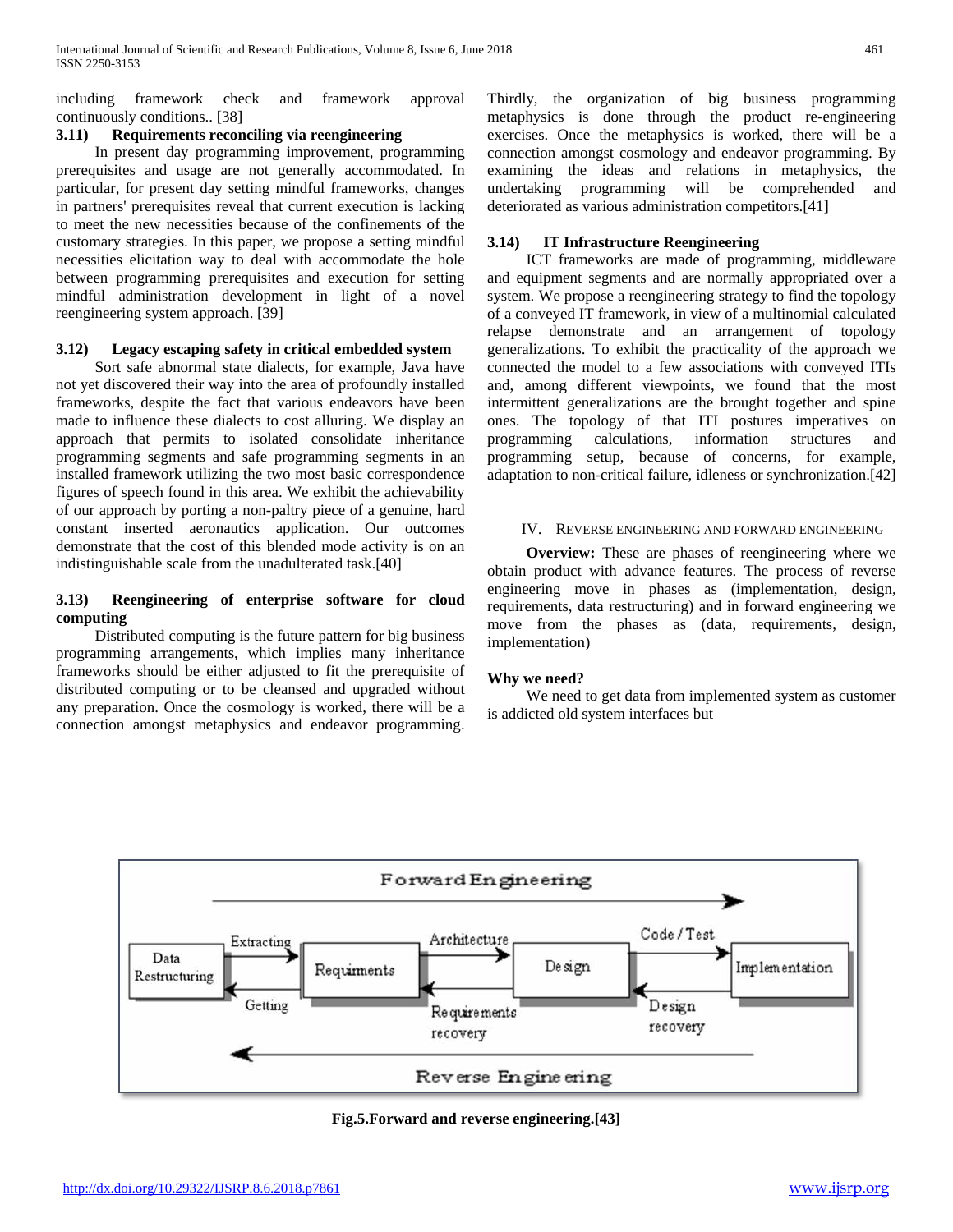including framework check and framework approval continuously conditions.. [38]

### 3.11) Requirements reconciling via reengineering

In present day programming improvement, programming prerequisites and usage are not generally accommodated. In particular, for present day setting mindful frameworks, changes in partners' prerequisites reveal that current execution is lacking to meet the new necessities because of the confinements of the customary strategies. In this paper, we propose a setting mindful necessities elicitation way to deal with accommodate the hole between programming prerequisites and execution for setting mindful administration development in light of a novel reengineering system approach. [39]

### 3.12) Legacy escaping safety in critical embedded system

Sort safe abnormal state dialects, for example, Java have not yet discovered their way into the area of profoundly installed frameworks, despite the fact that various endeavors have been made to influence these dialects to cost alluring. We display an approach that permits to isolated consolidate inheritance programming segments and safe programming segments in an installed framework utilizing the two most basic correspondence figures of speech found in this area. We exhibit the achievability of our approach by porting a non-paltry piece of a genuine, hard constant inserted aeronautics application. Our outcomes demonstrate that the cost of this blended mode activity is on an indistinguishable scale from the unadulterated task.[40]

### 3.13) Reengineering of enterprise software for cloud computing

Distributed computing is the future pattern for big business programming arrangements, which implies many inheritance frameworks should be either adjusted to fit the prerequisite of distributed computing or to be cleansed and upgraded without any preparation. Once the cosmology is worked, there will be a connection amongst metaphysics and endeavor programming. Thirdly, the organization of big business programming metaphysics is done through the product re-engineering exercises. Once the metaphysics is worked, there will be a connection amongst cosmology and endeavor programming. By examining the ideas and relations in metaphysics, the undertaking programming will be comprehended and deteriorated as various administration competitors.[41]

### 3.14) IT Infrastructure Reengineering

ICT frameworks are made of programming, middleware and equipment segments and are normally appropriated over a system. We propose a reengineering strategy to find the topology of a conveyed IT framework, in view of a multinomial calculated relapse demonstrate and an arrangement of topology generalizations. To exhibit the practicality of the approach we connected the model to a few associations with conveyed ITIs and, among different viewpoints, we found that the most intermittent generalizations are the brought together and spine ones. The topology of that ITI postures imperatives on programming calculations, information structures and programming setup, because of concerns, for example, adaptation to non-critical failure, idleness or synchronization.[42]

## IV. Reverse Engineering and Forward Engineering

**Overview:** These are phases of reengineering where we obtain product with advance features. The process of reverse engineering move in phases as (implementation, design, requirements, data restructuring) and in forward engineering we move from the phases as (data, requirements, design, implementation)

**Why we need?**

We need to get data from implemented system as customer is addicted old system interfaces but

Forward Engineering
Data Restructuring
Extracting
Getting
Requiments
Architecture
Requirements recovery
Design
Code / Test
Design recovery
Implementation
Reverse Engineering

**Fig.5.Forward and reverse engineering.[43]**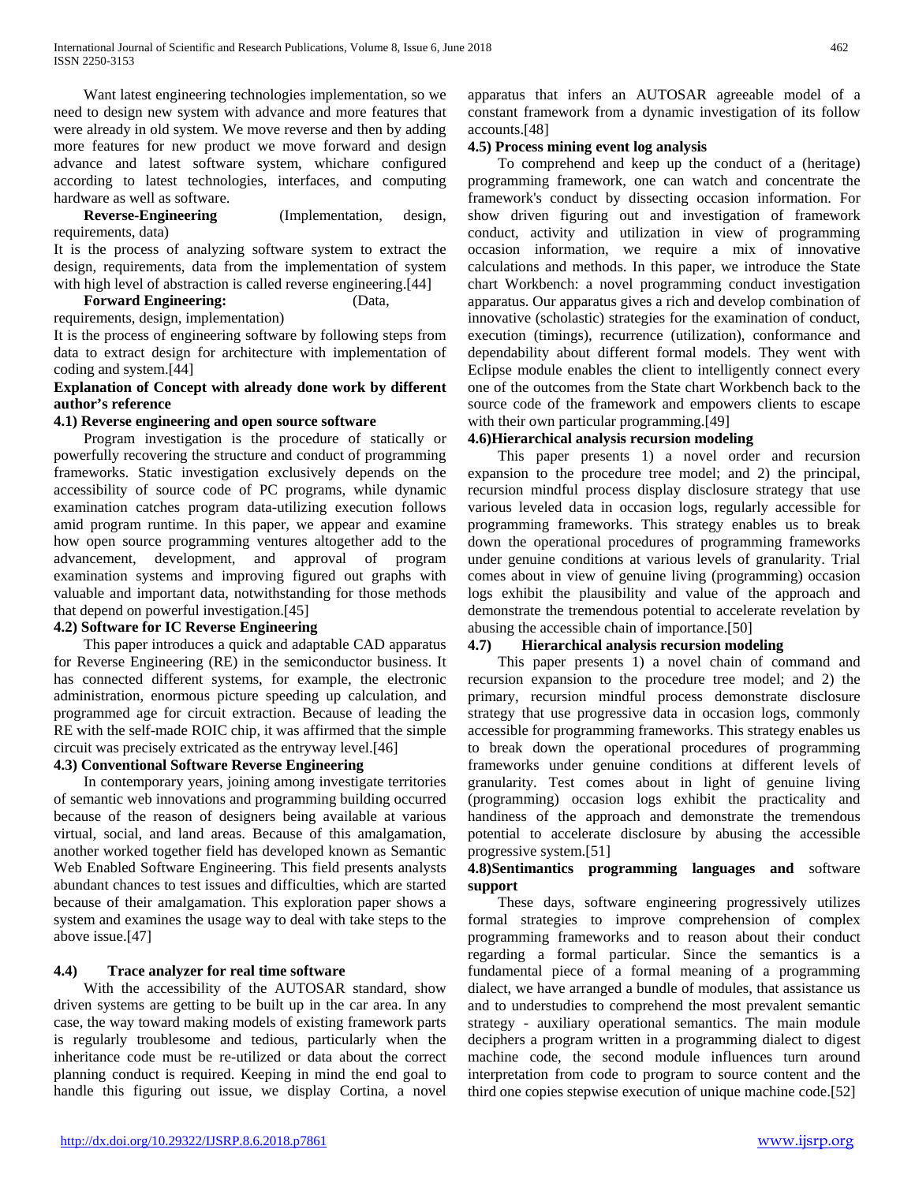Want latest engineering technologies implementation, so we need to design new system with advance and more features that were already in old system. We move reverse and then by adding more features for new product we move forward and design advance and latest software system, whichare configured according to latest technologies, interfaces, and computing hardware as well as software.

**Reverse-Engineering** (Implementation, design, requirements, data)

It is the process of analyzing software system to extract the design, requirements, data from the implementation of system with high level of abstraction is called reverse engineering.[44]

**Forward Engineering:** (Data, requirements, design, implementation)

It is the process of engineering software by following steps from data to extract design for architecture with implementation of coding and system.[44]

**Explanation of Concept with already done work by different author's reference**

**4.1) Reverse engineering and open source software**

Program investigation is the procedure of statically or powerfully recovering the structure and conduct of programming frameworks. Static investigation exclusively depends on the accessibility of source code of PC programs, while dynamic examination catches program data-utilizing execution follows amid program runtime. In this paper, we appear and examine how open source programming ventures altogether add to the advancement, development, and approval of program examination systems and improving figured out graphs with valuable and important data, notwithstanding for those methods that depend on powerful investigation.[45]

**4.2) Software for IC Reverse Engineering**

This paper introduces a quick and adaptable CAD apparatus for Reverse Engineering (RE) in the semiconductor business. It has connected different systems, for example, the electronic administration, enormous picture speeding up calculation, and programmed age for circuit extraction. Because of leading the RE with the self-made ROIC chip, it was affirmed that the simple circuit was precisely extricated as the entryway level.[46]

**4.3) Conventional Software Reverse Engineering**

In contemporary years, joining among investigate territories of semantic web innovations and programming building occurred because of the reason of designers being available at various virtual, social, and land areas. Because of this amalgamation, another worked together field has developed known as Semantic Web Enabled Software Engineering. This field presents analysts abundant chances to test issues and difficulties, which are started because of their amalgamation. This exploration paper shows a system and examines the usage way to deal with take steps to the above issue.[47]

**4.4) Trace analyzer for real time software**

With the accessibility of the AUTOSAR standard, show driven systems are getting to be built up in the car area. In any case, the way toward making models of existing framework parts is regularly troublesome and tedious, particularly when the inheritance code must be re-utilized or data about the correct planning conduct is required. Keeping in mind the end goal to handle this figuring out issue, we display Cortina, a novel apparatus that infers an AUTOSAR agreeable model of a constant framework from a dynamic investigation of its follow accounts.[48]

**4.5) Process mining event log analysis**

To comprehend and keep up the conduct of a (heritage) programming framework, one can watch and concentrate the framework's conduct by dissecting occasion information. For show driven figuring out and investigation of framework conduct, activity and utilization in view of programming occasion information, we require a mix of innovative calculations and methods. In this paper, we introduce the State chart Workbench: a novel programming conduct investigation apparatus. Our apparatus gives a rich and develop combination of innovative (scholastic) strategies for the examination of conduct, execution (timings), recurrence (utilization), conformance and dependability about different formal models. They went with Eclipse module enables the client to intelligently connect every one of the outcomes from the State chart Workbench back to the source code of the framework and empowers clients to escape with their own particular programming.[49]

**4.6)Hierarchical analysis recursion modeling**

This paper presents 1) a novel order and recursion expansion to the procedure tree model; and 2) the principal, recursion mindful process display disclosure strategy that use various leveled data in occasion logs, regularly accessible for programming frameworks. This strategy enables us to break down the operational procedures of programming frameworks under genuine conditions at various levels of granularity. Trial comes about in view of genuine living (programming) occasion logs exhibit the plausibility and value of the approach and demonstrate the tremendous potential to accelerate revelation by abusing the accessible chain of importance.[50]

**4.7) Hierarchical analysis recursion modeling**

This paper presents 1) a novel chain of command and recursion expansion to the procedure tree model; and 2) the primary, recursion mindful process demonstrate disclosure strategy that use progressive data in occasion logs, commonly accessible for programming frameworks. This strategy enables us to break down the operational procedures of programming frameworks under genuine conditions at different levels of granularity. Test comes about in light of genuine living (programming) occasion logs exhibit the practicality and handiness of the approach and demonstrate the tremendous potential to accelerate disclosure by abusing the accessible progressive system.[51]

**4.8)Sentimantics programming languages and** software **support**

These days, software engineering progressively utilizes formal strategies to improve comprehension of complex programming frameworks and to reason about their conduct regarding a formal particular. Since the semantics is a fundamental piece of a formal meaning of a programming dialect, we have arranged a bundle of modules, that assistance us and to understudies to comprehend the most prevalent semantic strategy - auxiliary operational semantics. The main module deciphers a program written in a programming dialect to digest machine code, the second module influences turn around interpretation from code to program to source content and the third one copies stepwise execution of unique machine code.[52]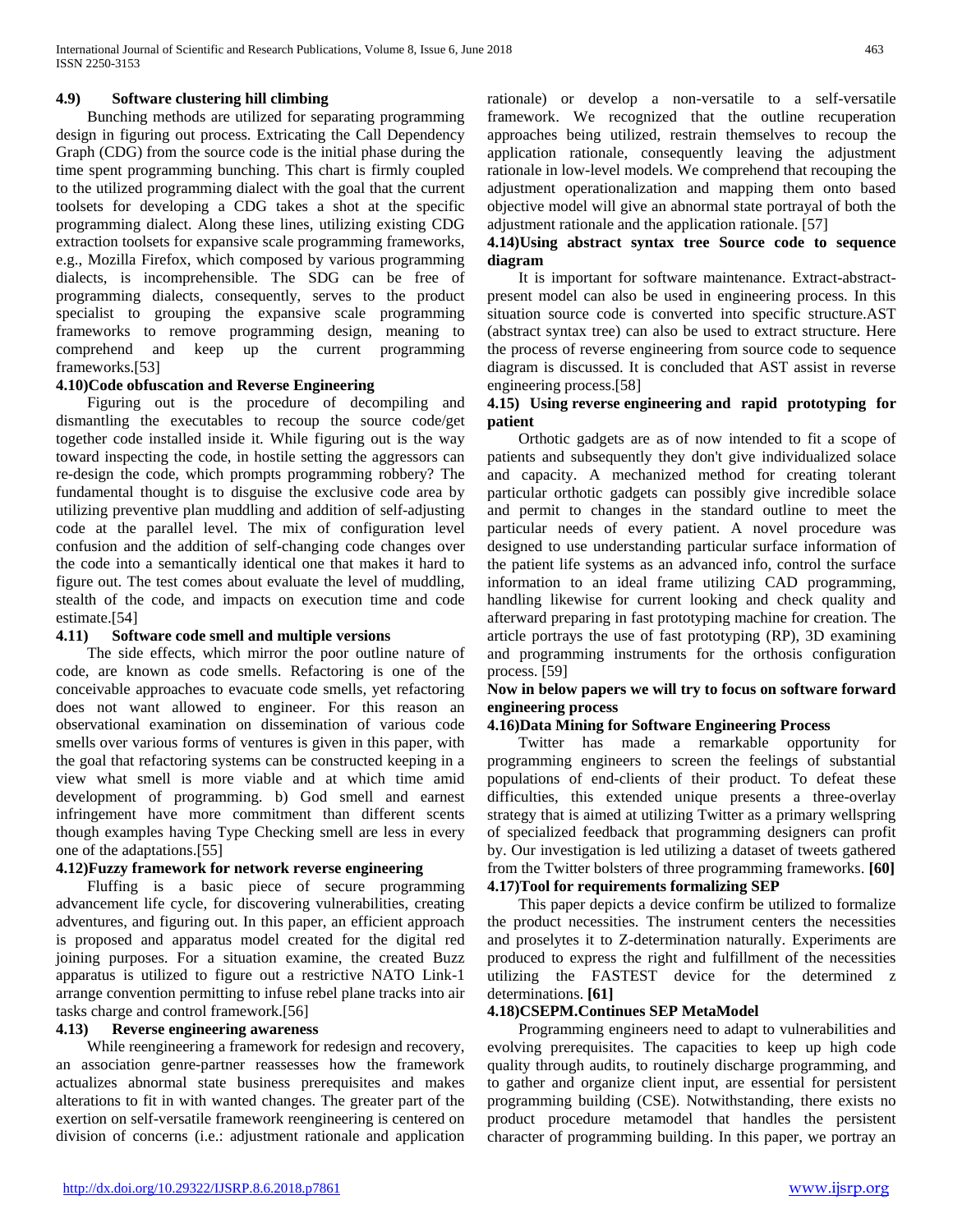#### 4.9) Software clustering hill climbing

Bunching methods are utilized for separating programming design in figuring out process. Extricating the Call Dependency Graph (CDG) from the source code is the initial phase during the time spent programming bunching. This chart is firmly coupled to the utilized programming dialect with the goal that the current toolsets for developing a CDG takes a shot at the specific programming dialect. Along these lines, utilizing existing CDG extraction toolsets for expansive scale programming frameworks, e.g., Mozilla Firefox, which composed by various programming dialects, is incomprehensible. The SDG can be free of programming dialects, consequently, serves to the product specialist to grouping the expansive scale programming frameworks to remove programming design, meaning to comprehend and keep up the current programming frameworks.[53]

#### 4.10)Code obfuscation and Reverse Engineering

Figuring out is the procedure of decompiling and dismantling the executables to recoup the source code/get together code installed inside it. While figuring out is the way toward inspecting the code, in hostile setting the aggressors can re-design the code, which prompts programming robbery? The fundamental thought is to disguise the exclusive code area by utilizing preventive plan muddling and addition of self-adjusting code at the parallel level. The mix of configuration level confusion and the addition of self-changing code changes over the code into a semantically identical one that makes it hard to figure out. The test comes about evaluate the level of muddling, stealth of the code, and impacts on execution time and code estimate.[54]

#### 4.11) Software code smell and multiple versions

The side effects, which mirror the poor outline nature of code, are known as code smells. Refactoring is one of the conceivable approaches to evacuate code smells, yet refactoring does not want allowed to engineer. For this reason an observational examination on dissemination of various code smells over various forms of ventures is given in this paper, with the goal that refactoring systems can be constructed keeping in a view what smell is more viable and at which time amid development of programming. b) God smell and earnest infringement have more commitment than different scents though examples having Type Checking smell are less in every one of the adaptations.[55]

#### 4.12)Fuzzy framework for network reverse engineering

Fluffing is a basic piece of secure programming advancement life cycle, for discovering vulnerabilities, creating adventures, and figuring out. In this paper, an efficient approach is proposed and apparatus model created for the digital red joining purposes. For a situation examine, the created Buzz apparatus is utilized to figure out a restrictive NATO Link-1 arrange convention permitting to infuse rebel plane tracks into air tasks charge and control framework.[56]

#### 4.13) Reverse engineering awareness

While reengineering a framework for redesign and recovery, an association genre-partner reassesses how the framework actualizes abnormal state business prerequisites and makes alterations to fit in with wanted changes. The greater part of the exertion on self-versatile framework reengineering is centered on division of concerns (i.e.: adjustment rationale and application rationale) or develop a non-versatile to a self-versatile framework. We recognized that the outline recuperation approaches being utilized, restrain themselves to recoup the application rationale, consequently leaving the adjustment rationale in low-level models. We comprehend that recouping the adjustment operationalization and mapping them onto based objective model will give an abnormal state portrayal of both the adjustment rationale and the application rationale. [57]

#### 4.14)Using abstract syntax tree Source code to sequence diagram

It is important for software maintenance. Extract-abstract-present model can also be used in engineering process. In this situation source code is converted into specific structure.AST (abstract syntax tree) can also be used to extract structure. Here the process of reverse engineering from source code to sequence diagram is discussed. It is concluded that AST assist in reverse engineering process.[58]

#### 4.15) Using reverse engineering and rapid prototyping for patient

Orthotic gadgets are as of now intended to fit a scope of patients and subsequently they don't give individualized solace and capacity. A mechanized method for creating tolerant particular orthotic gadgets can possibly give incredible solace and permit to changes in the standard outline to meet the particular needs of every patient. A novel procedure was designed to use understanding particular surface information of the patient life systems as an advanced info, control the surface information to an ideal frame utilizing CAD programming, handling likewise for current looking and check quality and afterward preparing in fast prototyping machine for creation. The article portrays the use of fast prototyping (RP), 3D examining and programming instruments for the orthosis configuration process. [59]

**Now in below papers we will try to focus on software forward engineering process**

#### 4.16)Data Mining for Software Engineering Process

Twitter has made a remarkable opportunity for programming engineers to screen the feelings of substantial populations of end-clients of their product. To defeat these difficulties, this extended unique presents a three-overlay strategy that is aimed at utilizing Twitter as a primary wellspring of specialized feedback that programming designers can profit by. Our investigation is led utilizing a dataset of tweets gathered from the Twitter bolsters of three programming frameworks. **[60]**

#### 4.17)Tool for requirements formalizing SEP

This paper depicts a device confirm be utilized to formalize the product necessities. The instrument centers the necessities and proselytes it to Z-determination naturally. Experiments are produced to express the right and fulfillment of the necessities utilizing the FASTEST device for the determined z determinations. **[61]**

#### 4.18)CSEPM.Continues SEP MetaModel

Programming engineers need to adapt to vulnerabilities and evolving prerequisites. The capacities to keep up high code quality through audits, to routinely discharge programming, and to gather and organize client input, are essential for persistent programming building (CSE). Notwithstanding, there exists no product procedure metamodel that handles the persistent character of programming building. In this paper, we portray an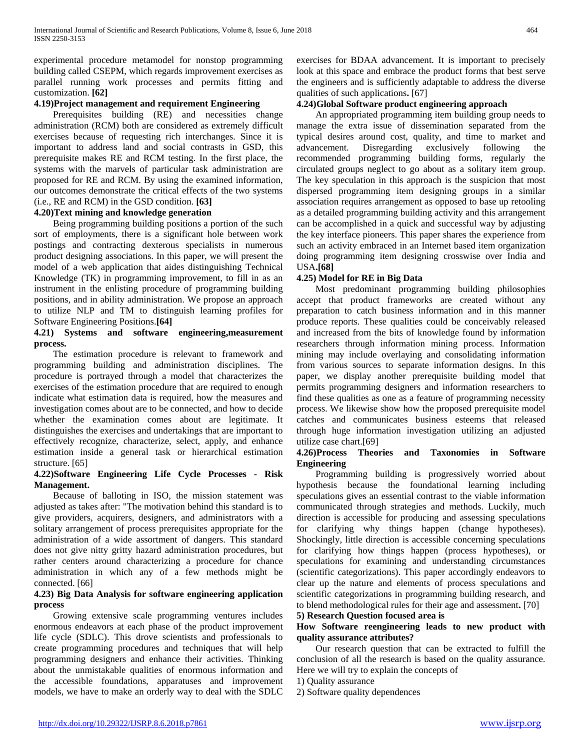experimental procedure metamodel for nonstop programming building called CSEPM, which regards improvement exercises as parallel running work processes and permits fitting and customization. **[62]**

**4.19)Project management and requirement Engineering**

Prerequisites building (RE) and necessities change administration (RCM) both are considered as extremely difficult exercises because of requesting rich interchanges. Since it is important to address land and social contrasts in GSD, this prerequisite makes RE and RCM testing. In the first place, the systems with the marvels of particular task administration are proposed for RE and RCM. By using the examined information, our outcomes demonstrate the critical effects of the two systems (i.e., RE and RCM) in the GSD condition. **[63]**

**4.20)Text mining and knowledge generation**

Being programming building positions a portion of the such sort of employments, there is a significant hole between work postings and contracting dexterous specialists in numerous product designing associations. In this paper, we will present the model of a web application that aides distinguishing Technical Knowledge (TK) in programming improvement, to fill in as an instrument in the enlisting procedure of programming building positions, and in ability administration. We propose an approach to utilize NLP and TM to distinguish learning profiles for Software Engineering Positions.**[64]**

**4.21) Systems and software engineering,measurement process.**

The estimation procedure is relevant to framework and programming building and administration disciplines. The procedure is portrayed through a model that characterizes the exercises of the estimation procedure that are required to enough indicate what estimation data is required, how the measures and investigation comes about are to be connected, and how to decide whether the examination comes about are legitimate. It distinguishes the exercises and undertakings that are important to effectively recognize, characterize, select, apply, and enhance estimation inside a general task or hierarchical estimation structure. [65]

**4.22)Software Engineering Life Cycle Processes - Risk Management.**

Because of balloting in ISO, the mission statement was adjusted as takes after: "The motivation behind this standard is to give providers, acquirers, designers, and administrators with a solitary arrangement of process prerequisites appropriate for the administration of a wide assortment of dangers. This standard does not give nitty gritty hazard administration procedures, but rather centers around characterizing a procedure for chance administration in which any of a few methods might be connected. [66]

**4.23) Big Data Analysis for software engineering application process**

Growing extensive scale programming ventures includes enormous endeavors at each phase of the product improvement life cycle (SDLC). This drove scientists and professionals to create programming procedures and techniques that will help programming designers and enhance their activities. Thinking about the unmistakable qualities of enormous information and the accessible foundations, apparatuses and improvement models, we have to make an orderly way to deal with the SDLC exercises for BDAA advancement. It is important to precisely look at this space and embrace the product forms that best serve the engineers and is sufficiently adaptable to address the diverse qualities of such applications**.** [67]

**4.24)Global Software product engineering approach**

An appropriated programming item building group needs to manage the extra issue of dissemination separated from the typical desires around cost, quality, and time to market and advancement. Disregarding exclusively following the recommended programming building forms, regularly the circulated groups neglect to go about as a solitary item group. The key speculation in this approach is the suspicion that most dispersed programming item designing groups in a similar association requires arrangement as opposed to base up retooling as a detailed programming building activity and this arrangement can be accomplished in a quick and successful way by adjusting the key interface pioneers. This paper shares the experience from such an activity embraced in an Internet based item organization doing programming item designing crosswise over India and USA**.[68]**

**4.25) Model for RE in Big Data**

Most predominant programming building philosophies accept that product frameworks are created without any preparation to catch business information and in this manner produce reports. These qualities could be conceivably released and increased from the bits of knowledge found by information researchers through information mining process. Information mining may include overlaying and consolidating information from various sources to separate information designs. In this paper, we display another prerequisite building model that permits programming designers and information researchers to find these qualities as one as a feature of programming necessity process. We likewise show how the proposed prerequisite model catches and communicates business esteems that released through huge information investigation utilizing an adjusted utilize case chart.[69]

**4.26)Process Theories and Taxonomies in Software Engineering**

Programming building is progressively worried about hypothesis because the foundational learning including speculations gives an essential contrast to the viable information communicated through strategies and methods. Luckily, much direction is accessible for producing and assessing speculations for clarifying why things happen (change hypotheses). Shockingly, little direction is accessible concerning speculations for clarifying how things happen (process hypotheses), or speculations for examining and understanding circumstances (scientific categorizations). This paper accordingly endeavors to clear up the nature and elements of process speculations and scientific categorizations in programming building research, and to blend methodological rules for their age and assessment**.** [70]

**5) Research Question focused area is**

**How Software reengineering leads to new product with quality assurance attributes?**

Our research question that can be extracted to fulfill the conclusion of all the research is based on the quality assurance. Here we will try to explain the concepts of

1) Quality assurance
2) Software quality dependences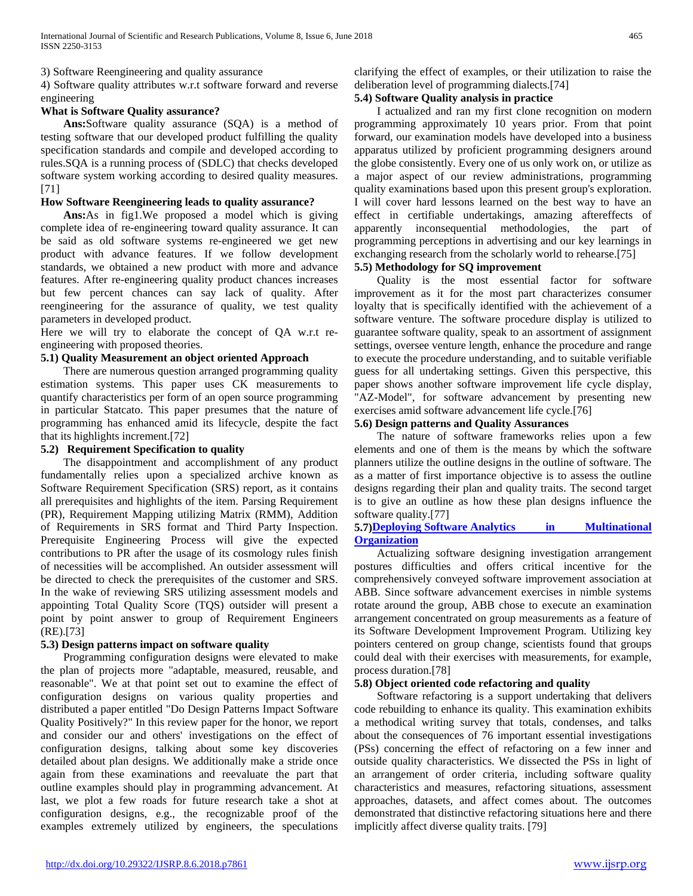3) Software Reengineering and quality assurance

4) Software quality attributes w.r.t software forward and reverse engineering

**What is Software Quality assurance?**

**Ans:**Software quality assurance (SQA) is a method of testing software that our developed product fulfilling the quality specification standards and compile and developed according to rules.SQA is a running process of (SDLC) that checks developed software system working according to desired quality measures.[71]

**How Software Reengineering leads to quality assurance?**

**Ans:**As in fig1.We proposed a model which is giving complete idea of re-engineering toward quality assurance. It can be said as old software systems re-engineered we get new product with advance features. If we follow development standards, we obtained a new product with more and advance features. After re-engineering quality product chances increases but few percent chances can say lack of quality. After reengineering for the assurance of quality, we test quality parameters in developed product.

Here we will try to elaborate the concept of QA w.r.t re-engineering with proposed theories.

### 5.1) Quality Measurement an object oriented Approach

There are numerous question arranged programming quality estimation systems. This paper uses CK measurements to quantify characteristics per form of an open source programming in particular Statcato. This paper presumes that the nature of programming has enhanced amid its lifecycle, despite the fact that its highlights increment.[72]

### 5.2) Requirement Specification to quality

The disappointment and accomplishment of any product fundamentally relies upon a specialized archive known as Software Requirement Specification (SRS) report, as it contains all prerequisites and highlights of the item. Parsing Requirement (PR), Requirement Mapping utilizing Matrix (RMM), Addition of Requirements in SRS format and Third Party Inspection. Prerequisite Engineering Process will give the expected contributions to PR after the usage of its cosmology rules finish of necessities will be accomplished. An outsider assessment will be directed to check the prerequisites of the customer and SRS. In the wake of reviewing SRS utilizing assessment models and appointing Total Quality Score (TQS) outsider will present a point by point answer to group of Requirement Engineers (RE).[73]

### 5.3) Design patterns impact on software quality

Programming configuration designs were elevated to make the plan of projects more "adaptable, measured, reusable, and reasonable". We at that point set out to examine the effect of configuration designs on various quality properties and distributed a paper entitled "Do Design Patterns Impact Software Quality Positively?" In this review paper for the honor, we report and consider our and others' investigations on the effect of configuration designs, talking about some key discoveries detailed about plan designs. We additionally make a stride once again from these examinations and reevaluate the part that outline examples should play in programming advancement. At last, we plot a few roads for future research take a shot at configuration designs, e.g., the recognizable proof of the examples extremely utilized by engineers, the speculations clarifying the effect of examples, or their utilization to raise the deliberation level of programming dialects.[74]

### 5.4) Software Quality analysis in practice

I actualized and ran my first clone recognition on modern programming approximately 10 years prior. From that point forward, our examination models have developed into a business apparatus utilized by proficient programming designers around the globe consistently. Every one of us only work on, or utilize as a major aspect of our review administrations, programming quality examinations based upon this present group's exploration. I will cover hard lessons learned on the best way to have an effect in certifiable undertakings, amazing aftereffects of apparently inconsequential methodologies, the part of programming perceptions in advertising and our key learnings in exchanging research from the scholarly world to rehearse.[75]

### 5.5) Methodology for SQ improvement

Quality is the most essential factor for software improvement as it for the most part characterizes consumer loyalty that is specifically identified with the achievement of a software venture. The software procedure display is utilized to guarantee software quality, speak to an assortment of assignment settings, oversee venture length, enhance the procedure and range to execute the procedure understanding, and to suitable verifiable guess for all undertaking settings. Given this perspective, this paper shows another software improvement life cycle display, "AZ-Model", for software advancement by presenting new exercises amid software advancement life cycle.[76]

### 5.6) Design patterns and Quality Assurances

The nature of software frameworks relies upon a few elements and one of them is the means by which the software planners utilize the outline designs in the outline of software. The as a matter of first importance objective is to assess the outline designs regarding their plan and quality traits. The second target is to give an outline as how these plan designs influence the software quality.[77]

### 5.7)Deploying Software Analytics in Multinational Organization

Actualizing software designing investigation arrangement postures difficulties and offers critical incentive for the comprehensively conveyed software improvement association at ABB. Since software advancement exercises in nimble systems rotate around the group, ABB chose to execute an examination arrangement concentrated on group measurements as a feature of its Software Development Improvement Program. Utilizing key pointers centered on group change, scientists found that groups could deal with their exercises with measurements, for example, process duration.[78]

### 5.8) Object oriented code refactoring and quality

Software refactoring is a support undertaking that delivers code rebuilding to enhance its quality. This examination exhibits a methodical writing survey that totals, condenses, and talks about the consequences of 76 important essential investigations (PSs) concerning the effect of refactoring on a few inner and outside quality characteristics. We dissected the PSs in light of an arrangement of order criteria, including software quality characteristics and measures, refactoring situations, assessment approaches, datasets, and affect comes about. The outcomes demonstrated that distinctive refactoring situations here and there implicitly affect diverse quality traits. [79]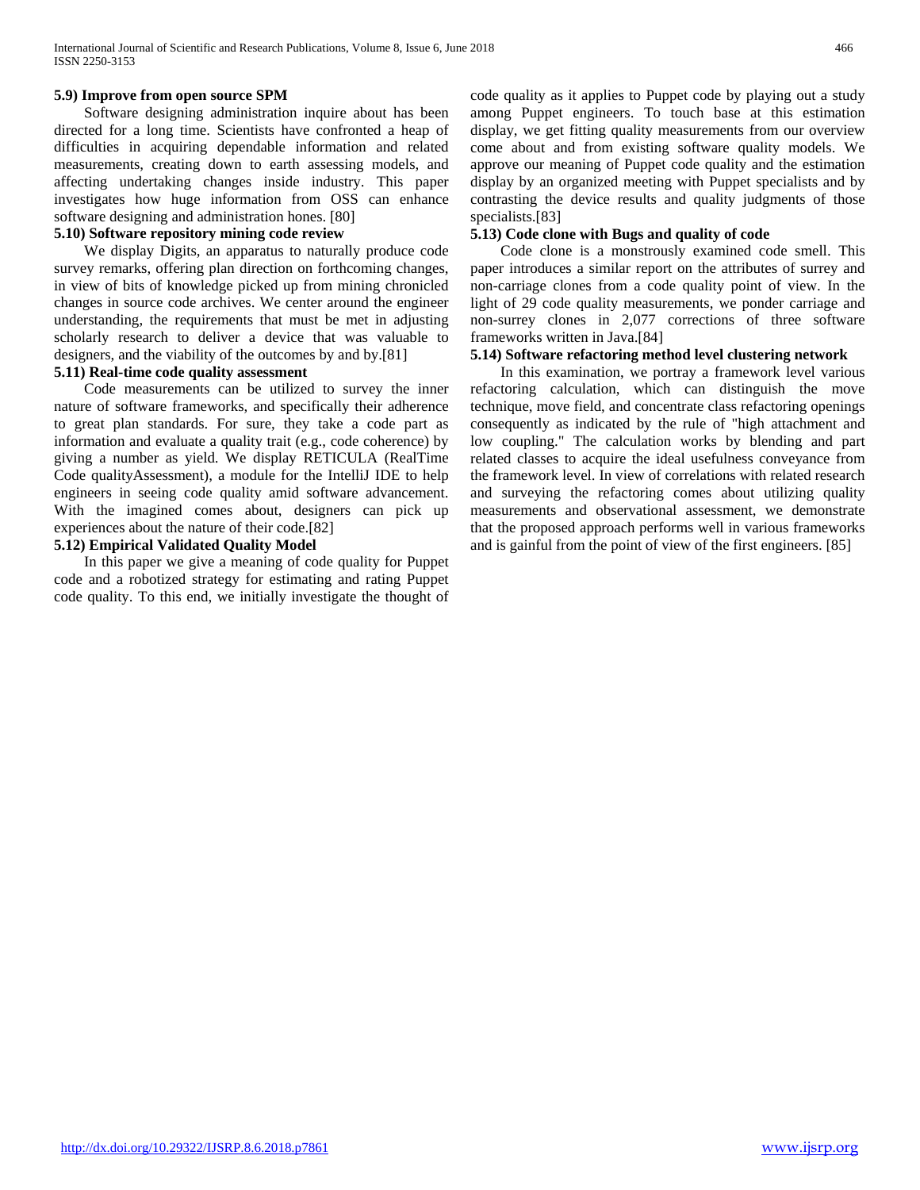### 5.9) Improve from open source SPM

Software designing administration inquire about has been directed for a long time. Scientists have confronted a heap of difficulties in acquiring dependable information and related measurements, creating down to earth assessing models, and affecting undertaking changes inside industry. This paper investigates how huge information from OSS can enhance software designing and administration hones. [80]

### 5.10) Software repository mining code review

We display Digits, an apparatus to naturally produce code survey remarks, offering plan direction on forthcoming changes, in view of bits of knowledge picked up from mining chronicled changes in source code archives. We center around the engineer understanding, the requirements that must be met in adjusting scholarly research to deliver a device that was valuable to designers, and the viability of the outcomes by and by.[81]

### 5.11) Real-time code quality assessment

Code measurements can be utilized to survey the inner nature of software frameworks, and specifically their adherence to great plan standards. For sure, they take a code part as information and evaluate a quality trait (e.g., code coherence) by giving a number as yield. We display RETICULA (RealTime Code qualityAssessment), a module for the IntelliJ IDE to help engineers in seeing code quality amid software advancement. With the imagined comes about, designers can pick up experiences about the nature of their code.[82]

### 5.12) Empirical Validated Quality Model

In this paper we give a meaning of code quality for Puppet code and a robotized strategy for estimating and rating Puppet code quality. To this end, we initially investigate the thought of code quality as it applies to Puppet code by playing out a study among Puppet engineers. To touch base at this estimation display, we get fitting quality measurements from our overview come about and from existing software quality models. We approve our meaning of Puppet code quality and the estimation display by an organized meeting with Puppet specialists and by contrasting the device results and quality judgments of those specialists.[83]

### 5.13) Code clone with Bugs and quality of code

Code clone is a monstrously examined code smell. This paper introduces a similar report on the attributes of surrey and non-carriage clones from a code quality point of view. In the light of 29 code quality measurements, we ponder carriage and non-surrey clones in 2,077 corrections of three software frameworks written in Java.[84]

### 5.14) Software refactoring method level clustering network

In this examination, we portray a framework level various refactoring calculation, which can distinguish the move technique, move field, and concentrate class refactoring openings consequently as indicated by the rule of "high attachment and low coupling." The calculation works by blending and part related classes to acquire the ideal usefulness conveyance from the framework level. In view of correlations with related research and surveying the refactoring comes about utilizing quality measurements and observational assessment, we demonstrate that the proposed approach performs well in various frameworks and is gainful from the point of view of the first engineers. [85]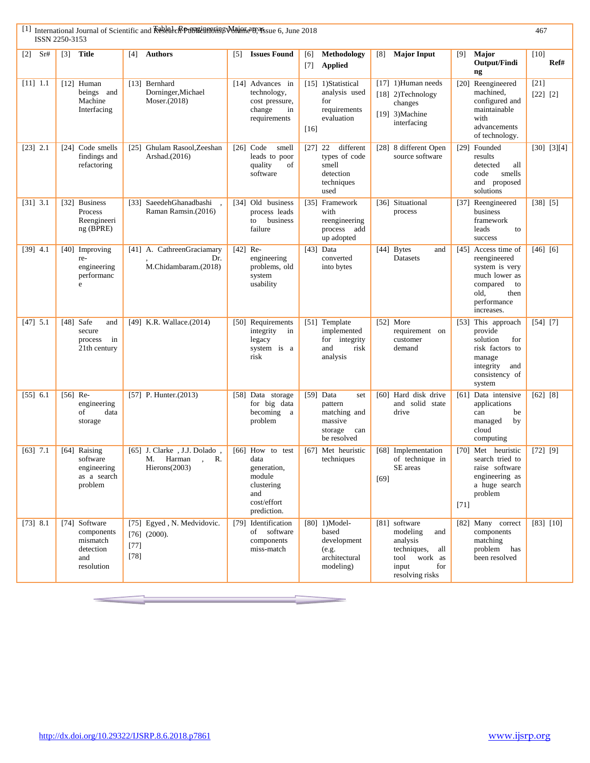Table1. Re-engineering Major areas

| [2] Sr# | [3] Title | [4] Authors | [5] Issues Found | [6] Methodology [7] Applied | [8] Major Input | [9] Major Output/Finding | [10] Ref# |
|---|---|---|---|---|---|---|---|
| [11] 1.1 | [12] Human beings and Machine Interfacing | [13] Bernhard Dorninger,Michael Moser.(2018) | [14] Advances in technology, cost pressure, change in requirements | [15] 1)Statistical analysis used for requirements evaluation [16] | [17] 1)Human needs [18] 2)Technology changes [19] 3)Machine interfacing | [20] Reengineered machined, configured and maintainable with advancements of technology. | [21] [22] [2] |
| [23] 2.1 | [24] Code smells findings and refactoring | [25] Ghulam Rasool,Zeeshan Arshad.(2016) | [26] Code smell leads to poor quality of software | [27] 22 different types of code smell detection techniques used | [28] 8 different Open source software | [29] Founded results detected all code smells and proposed solutions | [30] [3][4] |
| [31] 3.1 | [32] Business Process Reengineering (BPRE) | [33] SaeedehGhanadbashi , Raman Ramsin.(2016) | [34] Old business process leads to business failure | [35] Framework with reengineering process add up adopted | [36] Situational process | [37] Reengineered business framework leads to success | [38] [5] |
| [39] 4.1 | [40] Improving re-engineering performance | [41] A. CathreenGraciamary , Dr. M.Chidambaram.(2018) | [42] Re-engineering problems, old system usability | [43] Data converted into bytes | [44] Bytes and Datasets | [45] Access time of reengineered system is very much lower as compared to old, then performance increases. | [46] [6] |
| [47] 5.1 | [48] Safe and secure process in 21th century | [49] K.R. Wallace.(2014) | [50] Requirements integrity in legacy system is a risk | [51] Template implemented for integrity and risk analysis | [52] More requirement on customer demand | [53] This approach provide solution for risk factors to manage integrity and consistency of system | [54] [7] |
| [55] 6.1 | [56] Re-engineering of data storage | [57] P. Hunter.(2013) | [58] Data storage for big data becoming a problem | [59] Data set pattern matching and massive storage can be resolved | [60] Hard disk drive and solid state drive | [61] Data intensive applications can be managed by cloud computing | [62] [8] |
| [63] 7.1 | [64] Raising software engineering as a search problem | [65] J. Clarke , J.J. Dolado , M. Harman , R. Hierons(2003) | [66] How to test data generation, module clustering and cost/effort prediction. | [67] Met heuristic techniques | [68] Implementation of technique in SE areas [69] | [70] Met heuristic search tried to raise software engineering as a huge search problem [71] | [72] [9] |
| [73] 8.1 | [74] Software components mismatch detection and resolution | [75] Egyed , N. Medvidovic. [76] (2000). [77] [78] | [79] Identification of software components miss-match | [80] 1)Model-based development (e.g. architectural modeling) | [81] software modeling and analysis techniques, all tool work as input for resolving risks | [82] Many correct components matching problem has been resolved | [83] [10] |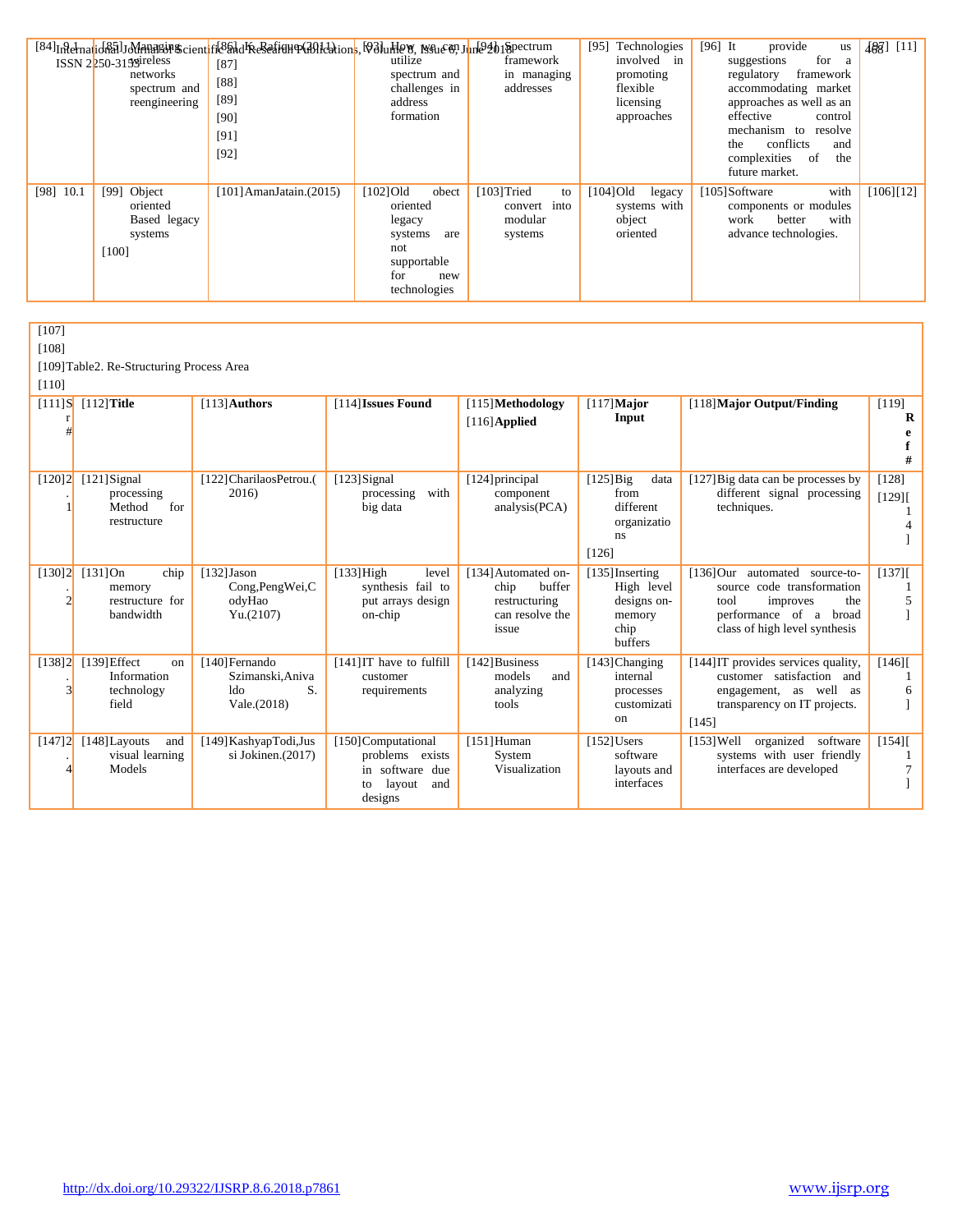| | | | | | | | |
|---|---|---|---|---|---|---|---|
| [84] 9.1 | [85] Managing wireless networks spectrum and reengineering | [86] K. Rafique(2011) [87] [88] [89] [90] [91] [92] | [93] How we can utilize spectrum and challenges in address formation | [94] Spectrum framework in managing addresses | [95] Technologies involved in promoting flexible licensing approaches | [96] It provide us suggestions for a regulatory framework accommodating market approaches as well as an effective control mechanism to resolve the conflicts and complexities of the future market. | [97] [11] |
| [98] 10.1 | [99] Object oriented Based legacy systems [100] | [101] AmanJatain.(2015) | [102] Old obect oriented legacy systems are not supportable for new technologies | [103] Tried to convert into modular systems | [104] Old legacy systems with object oriented | [105] Software with components or modules work better with advance technologies. | [106] [12] |

[107]

[108]

[109] Table2. Re-Structuring Process Area

[110]

| [111] Sr # | [112] **Title** | [113] **Authors** | [114] **Issues Found** | [115] **Methodology** [116] **Applied** | [117] **Major Input** | [118] **Major Output/Finding** | [119] **Ref #** |
|---|---|---|---|---|---|---|---|
| [120] 2.1 | [121] Signal processing Method for restructure | [122] CharilaosPetrou.(2016) | [123] Signal processing with big data | [124] principal component analysis(PCA) | [125] Big data from different organizations [126] | [127] Big data can be processes by different signal processing techniques. | [128] [129] [14] |
| [130] 2.2 | [131] On chip memory restructure for bandwidth | [132] Jason Cong,PengWei,CodyHao Yu.(2107) | [133] High level synthesis fail to put arrays design on-chip | [134] Automated on-chip buffer restructuring can resolve the issue | [135] Inserting High level designs on-memory chip buffers | [136] Our automated source-to-source code transformation tool improves the performance of a broad class of high level synthesis | [137] [15] |
| [138] 2.3 | [139] Effect on Information technology field | [140] Fernando Szimanski,Anivaldo S. Vale.(2018) | [141] IT have to fulfill customer requirements | [142] Business models and analyzing tools | [143] Changing internal processes customization | [144] IT provides services quality, customer satisfaction and engagement, as well as transparency on IT projects. [145] | [146] [16] |
| [147] 2.4 | [148] Layouts and visual learning Models | [149] KashyapTodi,Jussi Jokinen.(2017) | [150] Computational problems exists in software due to layout and designs | [151] Human System Visualization | [152] Users software layouts and interfaces | [153] Well organized software systems with user friendly interfaces are developed | [154] [17] |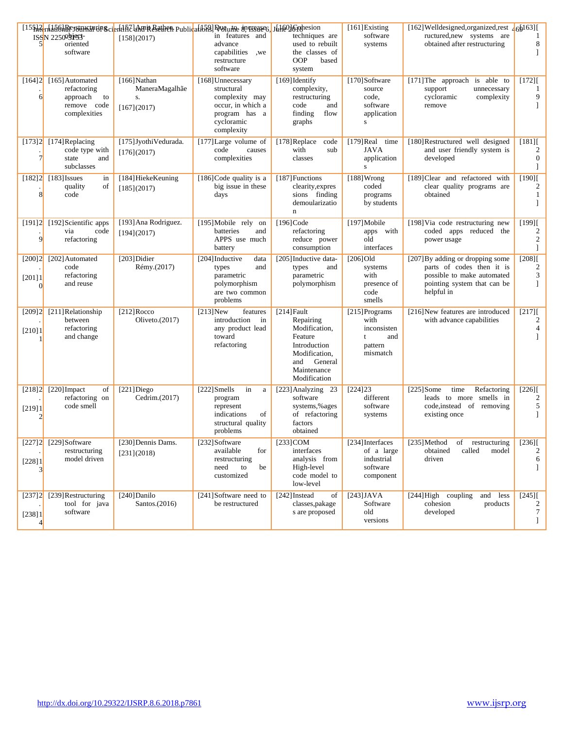| | | | | | | | | |
|---|---|---|---|---|---|---|---|---|
| [155]2.5 | [156]Restructuring object-oriented software | [157]Amit Rathee [158](2017) | [159]Due to increase in features and advance capabilities ,we restructure software | [160]Cohesion techniques are used to rebuilt the classes of OOP based system | [161]Existing software systems | [162]Welldesigned,organized,restructured,new systems are obtained after restructuring | [163][18] |
| [164]2.6 | [165]Automated refactoring approach to remove code complexities | [166]Nathan ManeraMagalhães. [167](2017) | [168]Unnecessary structural complexity may occur, in which a program has a cycloramic complexity | [169]Identify complexity, restructuring code and finding flow graphs | [170]Software source code, software applications | [171]The approach is able to support unnecessary cycloramic complexity remove | [172][19] |
| [173]2.7 | [174]Replacing code type with state and subclasses | [175]JyothiVedurada. [176](2017) | [177]Large volume of code causes complexities | [178]Replace code with sub classes | [179]Real time JAVA applications | [180]Restructured well designed and user friendly system is developed | [181][20] |
| [182]2.8 | [183]Issues in quality of code | [184]HiekeKeuning [185](2017) | [186]Code quality is a big issue in these days | [187]Functions clearity,expressions finding demoularization | [188]Wrong coded programs by students | [189]Clear and refactored with clear quality programs are obtained | [190][21] |
| [191]2.9 | [192]Scientific apps via code refactoring | [193]Ana Rodriguez. [194](2017) | [195]Mobile rely on batteries and APPS use much battery | [196]Code refactoring reduce power consumption | [197]Mobile apps with old interfaces | [198]Via code restructuring new coded apps reduced the power usage | [199][22] |
| [200]2. [201]10 | [202]Automated code refactoring and reuse | [203]Didier Rémy.(2017) | [204]Inductive data types and parametric polymorphism are two common problems | [205]Inductive data-types and parametric polymorphism | [206]Old systems with presence of code smells | [207]By adding or dropping some parts of codes then it is possible to make automated pointing system that can be helpful in | [208][23] |
| [209]2. [210]11 | [211]Relationship between refactoring and change | [212]Rocco Oliveto.(2017) | [213]New features introduction in any product lead toward refactoring | [214]Fault Repairing Modification, Feature Introduction Modification, and General Maintenance Modification | [215]Programs with inconsistent and pattern mismatch | [216]New features are introduced with advance capabilities | [217][24] |
| [218]2. [219]12 | [220]Impact of refactoring on code smell | [221]Diego Cedrim.(2017) | [222]Smells in a program represent indications of structural quality problems | [223]Analyzing 23 software systems,%ages of refactoring factors obtained | [224]23 different software systems | [225]Some time Refactoring leads to more smells in code,instead of removing existing once | [226][25] |
| [227]2. [228]13 | [229]Software restructuring model driven | [230]Dennis Dams. [231](2018) | [232]Software available for restructuring need to be customized | [233]COM interfaces analysis from High-level code model to low-level | [234]Interfaces of a large industrial software component | [235]Method of restructuring obtained called model driven | [236][26] |
| [237]2. [238]14 | [239]Restructuring tool for java software | [240]Danilo Santos.(2016) | [241]Software need to be restructured | [242]Instead of classes,pakages are proposed | [243]JAVA Software old versions | [244]High coupling and less cohesion products developed | [245][27] |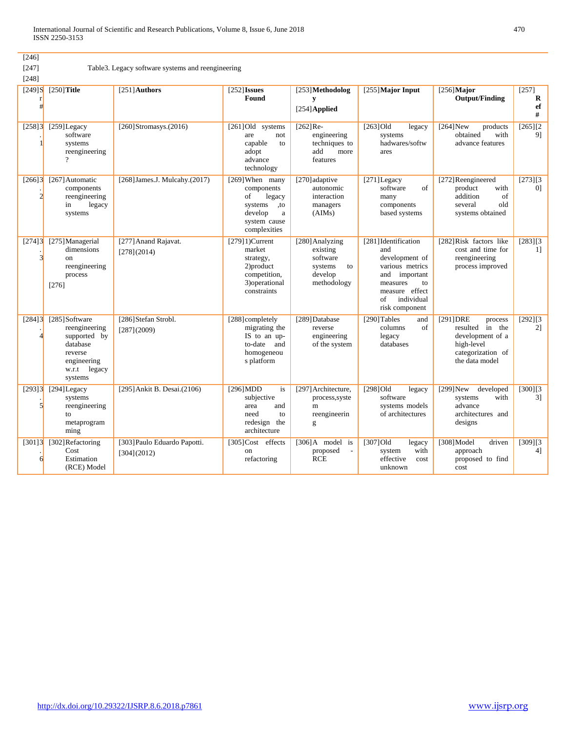[246]

[247] Table3. Legacy software systems and reengineering

[248]

| [249]Sr # | [250]**Title** | [251]**Authors** | [252]**Issues Found** | [253]**Methodology** [254]**Applied** | [255]**Major Input** | [256]**Major Output/Finding** | [257]**Ref #** |
|---|---|---|---|---|---|---|---|
| [258]3.1 | [259]Legacy software systems reengineering ? | [260]Stromasys.(2016) | [261]Old systems are not capable to adopt advance technology | [262]Re-engineering techniques to add more features | [263]Old legacy systems hadwares/softwares | [264]New products obtained with advance features | [265][29] |
| [266]3.2 | [267]Automatic components reengineering in legacy systems | [268]James.J. Mulcahy.(2017) | [269]When many components of legacy systems ,to develop a system cause complexities | [270]adaptive autonomic interaction managers (AIMs) | [271]Legacy software of many components based systems | [272]Reengineered product with addition of several old systems obtained | [273][30] |
| [274]3.3 | [275]Managerial dimensions on reengineering process [276] | [277]Anand Rajavat. [278](2014) | [279]1)Current market strategy, 2)product competition, 3)operational constraints | [280]Analyzing existing software systems to develop methodology | [281]Identification and development of various metrics and important measures to measure effect of individual risk component | [282]Risk factors like cost and time for reengineering process improved | [283][31] |
| [284]3.4 | [285]Software reengineering supported by database reverse engineering w.r.t legacy systems | [286]Stefan Strobl. [287](2009) | [288]completely migrating the IS to an up-to-date and homogeneous platform | [289]Database reverse engineering of the system | [290]Tables and columns of legacy databases | [291]DRE process resulted in the development of a high-level categorization of the data model | [292][32] |
| [293]3.5 | [294]Legacy systems reengineering to metaprogramming | [295]Ankit B. Desai.(2106) | [296]MDD is subjective area and need to redesign the architecture | [297]Architecture, process,system reengineering | [298]Old legacy software systems models of architectures | [299]New developed systems with advance architectures and designs | [300][33] |
| [301]3.6 | [302]Refactoring Cost Estimation (RCE) Model | [303]Paulo Eduardo Papotti. [304](2012) | [305]Cost effects on refactoring | [306]A model is proposed - RCE | [307]Old legacy system with effective cost unknown | [308]Model driven approach proposed to find cost | [309][34] |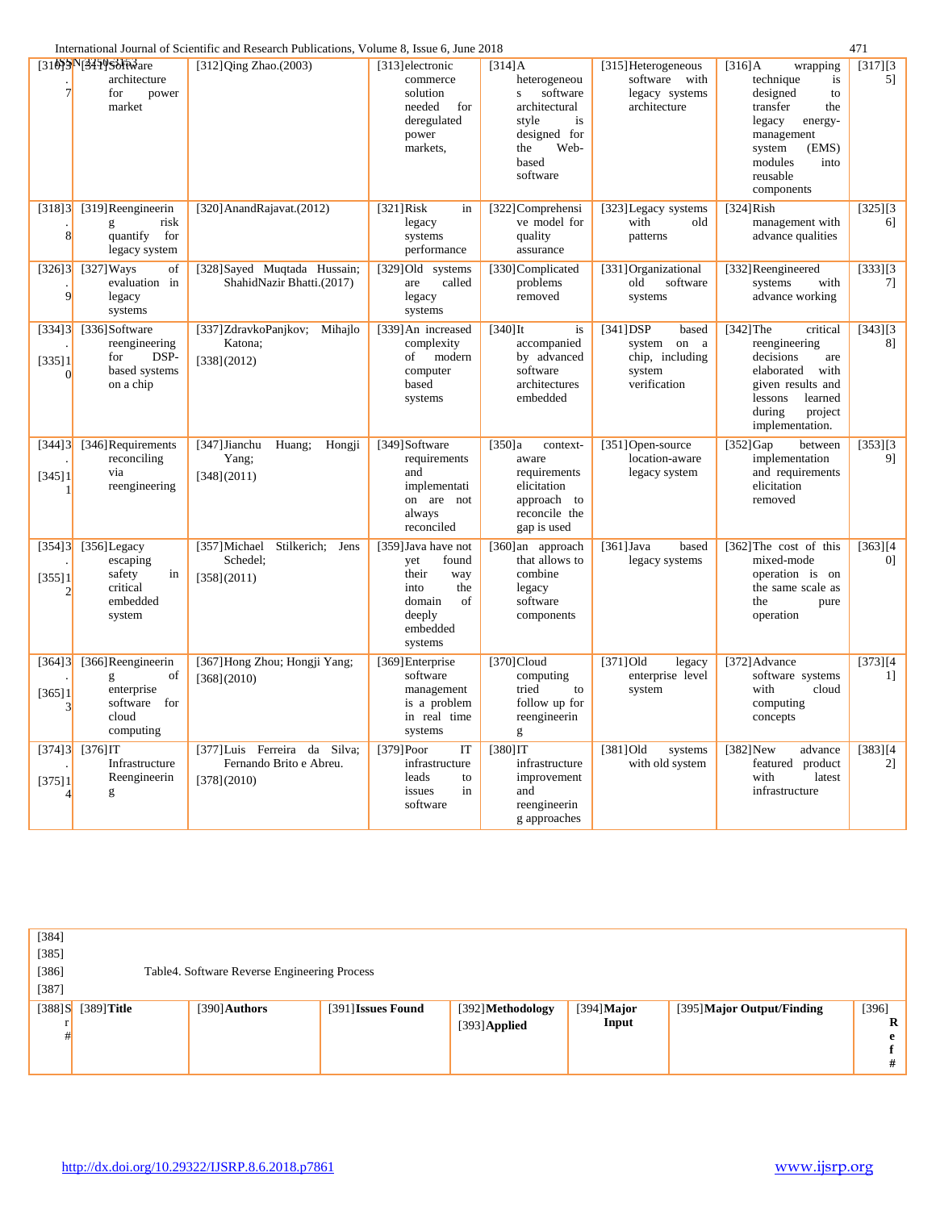| | | | | | | | |
|---|---|---|---|---|---|---|---|
| [310]3.7 | [311]Software architecture for power market | [312]Qing Zhao.(2003) | [313]electronic commerce solution needed for deregulated power markets, | [314]A heterogeneous software architectural style is designed for the Web-based software | [315]Heterogeneous software with legacy systems architecture | [316]A wrapping technique is designed to transfer the legacy energy-management system (EMS) modules into reusable components | [317][35] |
| [318]3.8 | [319]Reengineering risk quantify for legacy system | [320]AnandRajavat.(2012) | [321]Risk in legacy systems performance | [322]Comprehensive model for quality assurance | [323]Legacy systems with old patterns | [324]Rish management with advance qualities | [325][36] |
| [326]3.9 | [327]Ways of evaluation in legacy systems | [328]Sayed Muqtada Hussain; ShahidNazir Bhatti.(2017) | [329]Old systems are called legacy systems | [330]Complicated problems removed | [331]Organizational old software systems | [332]Reengineered systems with advance working | [333][37] |
| [334]3 [335]10 | [336]Software reengineering for DSP-based systems on a chip | [337]ZdravkoPanjkov; Mihajlo Katona; [338](2012) | [339]An increased complexity of modern computer based systems | [340]It is accompanied by advanced software architectures embedded | [341]DSP based system on a chip, including system verification | [342]The critical reengineering decisions are elaborated with given results and lessons learned during project implementation. | [343][38] |
| [344]3 [345]11 | [346]Requirements reconciling via reengineering | [347]Jianchu Huang; Hongji Yang; [348](2011) | [349]Software requirements and implementation are not always reconciled | [350]a context-aware requirements elicitation approach to reconcile the gap is used | [351]Open-source location-aware legacy system | [352]Gap between implementation and requirements elicitation removed | [353][39] |
| [354]3 [355]12 | [356]Legacy escaping safety in critical embedded system | [357]Michael Stilkerich; Jens Schedel; [358](2011) | [359]Java have not yet found their way into the domain of deeply embedded systems | [360]an approach that allows to combine legacy software components | [361]Java based legacy systems | [362]The cost of this mixed-mode operation is on the same scale as the pure operation | [363][40] |
| [364]3 [365]13 | [366]Reengineering of enterprise software for cloud computing | [367]Hong Zhou; Hongji Yang; [368](2010) | [369]Enterprise software management is a problem in real time systems | [370]Cloud computing tried to follow up for reengineering | [371]Old legacy enterprise level system | [372]Advance software systems with cloud computing concepts | [373][41] |
| [374]3 [375]14 | [376]IT Infrastructure Reengineering | [377]Luis Ferreira da Silva; Fernando Brito e Abreu. [378](2010) | [379]Poor IT infrastructure leads to issues in software | [380]IT infrastructure improvement and reengineering approaches | [381]Old systems with old system | [382]New advance featured product with latest infrastructure | [383][42] |

[384]
[385]
[386] Table4. Software Reverse Engineering Process
[387]

| [388]Sr# | [389]**Title** | [390]**Authors** | [391]**Issues Found** | [392]**Methodology** [393]**Applied** | [394]**Major Input** | [395]**Major Output/Finding** | [396]**Ref#** |
|---|---|---|---|---|---|---|---|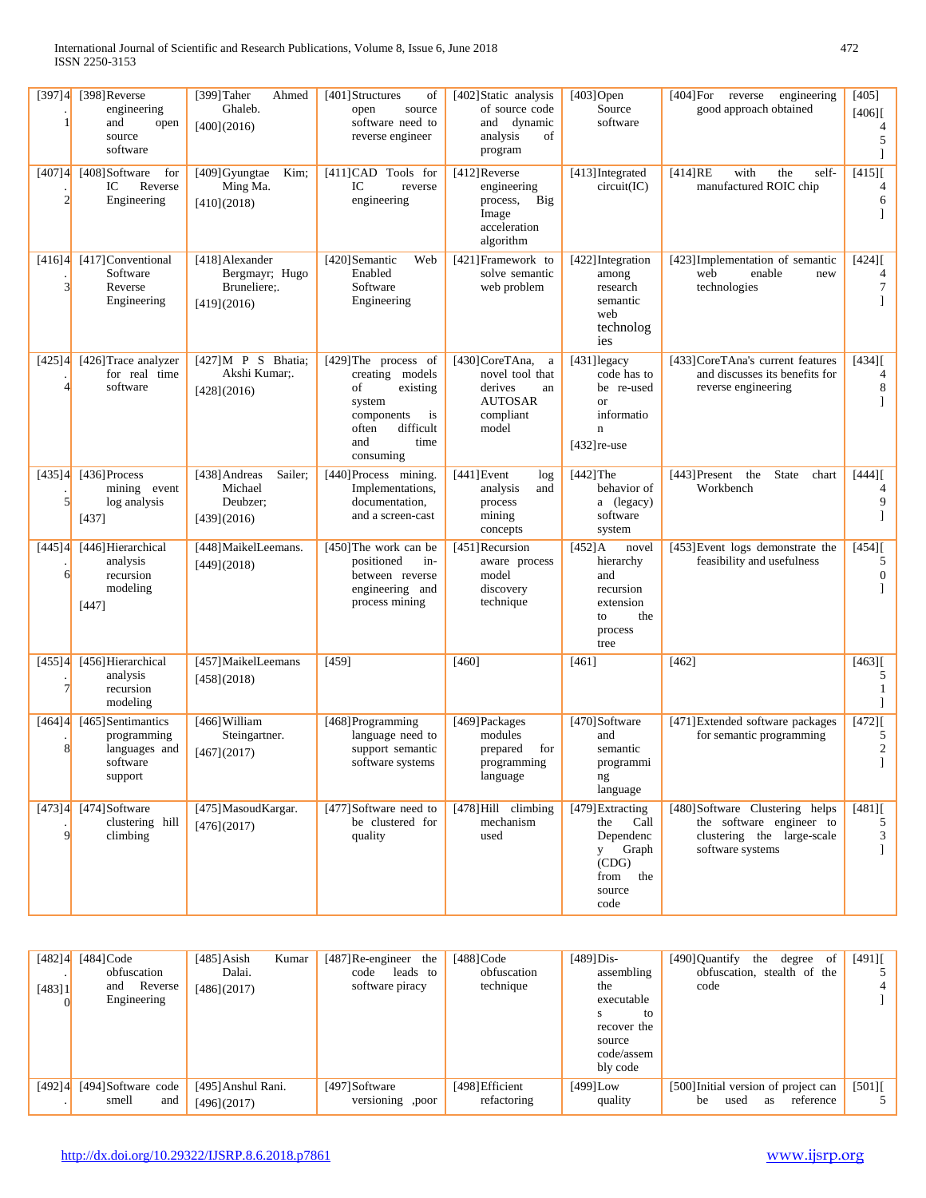| | | | | | | | |
|---|---|---|---|---|---|---|---|
| [397]4.1 | [398]Reverse engineering and open source software | [399]Taher Ahmed Ghaleb. [400](2016) | [401]Structures of open source software need to reverse engineer | [402]Static analysis of source code and dynamic analysis of program | [403]Open Source software | [404]For reverse engineering good approach obtained | [405] [406][45] |
| [407]4.2 | [408]Software for IC Reverse Engineering | [409]Gyungtae Kim; Ming Ma. [410](2018) | [411]CAD Tools for IC reverse engineering | [412]Reverse engineering process, Big Image acceleration algorithm | [413]Integrated circuit(IC) | [414]RE with the self-manufactured ROIC chip | [415][46] |
| [416]4.3 | [417]Conventional Software Reverse Engineering | [418]Alexander Bergmayr; Hugo Bruneliere;. [419](2016) | [420]Semantic Web Enabled Software Engineering | [421]Framework to solve semantic web problem | [422]Integration among research semantic web technologies | [423]Implementation of semantic web enable new technologies | [424][47] |
| [425]4.4 | [426]Trace analyzer for real time software | [427]M P S Bhatia; Akshi Kumar;. [428](2016) | [429]The process of creating models of existing system components is often difficult and time consuming | [430]CoreTAna, a novel tool that derives an AUTOSAR compliant model | [431]legacy code has to be re-used or information [432]re-use | [433]CoreTAna's current features and discusses its benefits for reverse engineering | [434][48] |
| [435]4.5 | [436]Process mining event log analysis [437] | [438]Andreas Sailer; Michael Deubzer; [439](2016) | [440]Process mining. Implementations, documentation, and a screen-cast | [441]Event log analysis and process mining concepts | [442]The behavior of a (legacy) software system | [443]Present the State chart Workbench | [444][49] |
| [445]4.6 | [446]Hierarchical analysis recursion modeling [447] | [448]MaikelLeemans. [449](2018) | [450]The work can be positioned in-between reverse engineering and process mining | [451]Recursion aware process model discovery technique | [452]A novel hierarchy and recursion extension to the process tree | [453]Event logs demonstrate the feasibility and usefulness | [454][50] |
| [455]4.7 | [456]Hierarchical analysis recursion modeling | [457]MaikelLeemans [458](2018) | [459] | [460] | [461] | [462] | [463][51] |
| [464]4.8 | [465]Sentimantics programming languages and software support | [466]William Steingartner. [467](2017) | [468]Programming language need to support semantic software systems | [469]Packages modules prepared for programming language | [470]Software and semantic programming language | [471]Extended software packages for semantic programming | [472][52] |
| [473]4.9 | [474]Software clustering hill climbing | [475]MasoudKargar. [476](2017) | [477]Software need to be clustered for quality | [478]Hill climbing mechanism used | [479]Extracting the Call Dependency Graph (CDG) from the source code | [480]Software Clustering helps the software engineer to clustering the large-scale software systems | [481][53] |
| [482]4. [483]10 | [484]Code obfuscation and Reverse Engineering | [485]Asish Kumar Dalai. [486](2017) | [487]Re-engineer the code leads to software piracy | [488]Code obfuscation technique | [489]Dis-assembling the executables to recover the source code/assembly code | [490]Quantify the degree of obfuscation, stealth of the code | [491][54] |
| [492]4. | [494]Software code smell and | [495]Anshul Rani. [496](2017) | [497]Software versioning ,poor | [498]Efficient refactoring | [499]Low quality | [500]Initial version of project can be used as reference | [501][5 |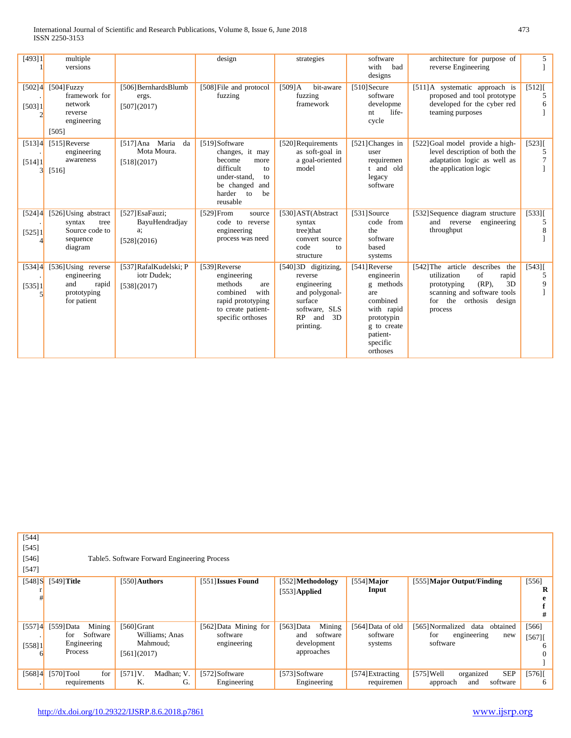| | | | | | | | |
|---|---|---|---|---|---|---|---|
| [493]11 | multiple versions | | design | strategies | software with bad designs | architecture for purpose of reverse Engineering | 5] |
| [502]4.[503]12 | [504]Fuzzy framework for network reverse engineering [505] | [506]BernhardsBlumbergs. [507](2017) | [508]File and protocol fuzzing | [509]A bit-aware fuzzing framework | [510]Secure software development life-cycle | [511]A systematic approach is proposed and tool prototype developed for the cyber red teaming purposes | [512][56] |
| [513]4.[514]13 | [515]Reverse engineering awareness [516] | [517]Ana Maria da Mota Moura. [518](2017) | [519]Software changes, it may become more difficult to under-stand, to be changed and harder to be reusable | [520]Requirements as soft-goal in a goal-oriented model | [521]Changes in user requirement and old legacy software | [522]Goal model provide a high-level description of both the adaptation logic as well as the application logic | [523][57] |
| [524]4.[525]14 | [526]Using abstract syntax tree Source code to sequence diagram | [527]EsaFauzi; BayuHendradjaya; [528](2016) | [529]From source code to reverse engineering process was need | [530]AST(Abstract syntax tree)that convert source code to structure | [531]Source code from the software based systems | [532]Sequence diagram structure and reverse engineering throughput | [533][58] |
| [534]4.[535]15 | [536]Using reverse engineering and rapid prototyping for patient | [537]RafalKudelski; Piotr Dudek; [538](2017) | [539]Reverse engineering methods are combined with rapid prototyping to create patient-specific orthoses | [540]3D digitizing, reverse engineering and polygonal-surface software, SLS RP and 3D printing. | [541]Reverse engineering methods are combined with rapid prototyping to create patient-specific orthoses | [542]The article describes the utilization of rapid prototyping (RP), 3D scanning and software tools for the orthosis design process | [543][59] |

[544]
[545]
[546] Table5. Software Forward Engineering Process
[547]

| [548]Sr# | [549]**Title** | [550]**Authors** | [551]**Issues Found** | [552]**Methodology** [553]**Applied** | [554]**Major Input** | [555]**Major Output/Finding** | [556] **Ref#** |
|---|---|---|---|---|---|---|---|
| [557]4.[558]16 | [559]Data Mining for Software Engineering Process | [560]Grant Williams; Anas Mahmoud; [561](2017) | [562]Data Mining for software engineering | [563]Data Mining and software development approaches | [564]Data of old software systems | [565]Normalized data obtained for engineering new software | [566] [567][60] |
| [568]4. | [570]Tool for requirements | [571]V. Madhan; V. K. G. | [572]Software Engineering | [573]Software Engineering | [574]Extracting requiremen | [575]Well organized SEP approach and software | [576][6 |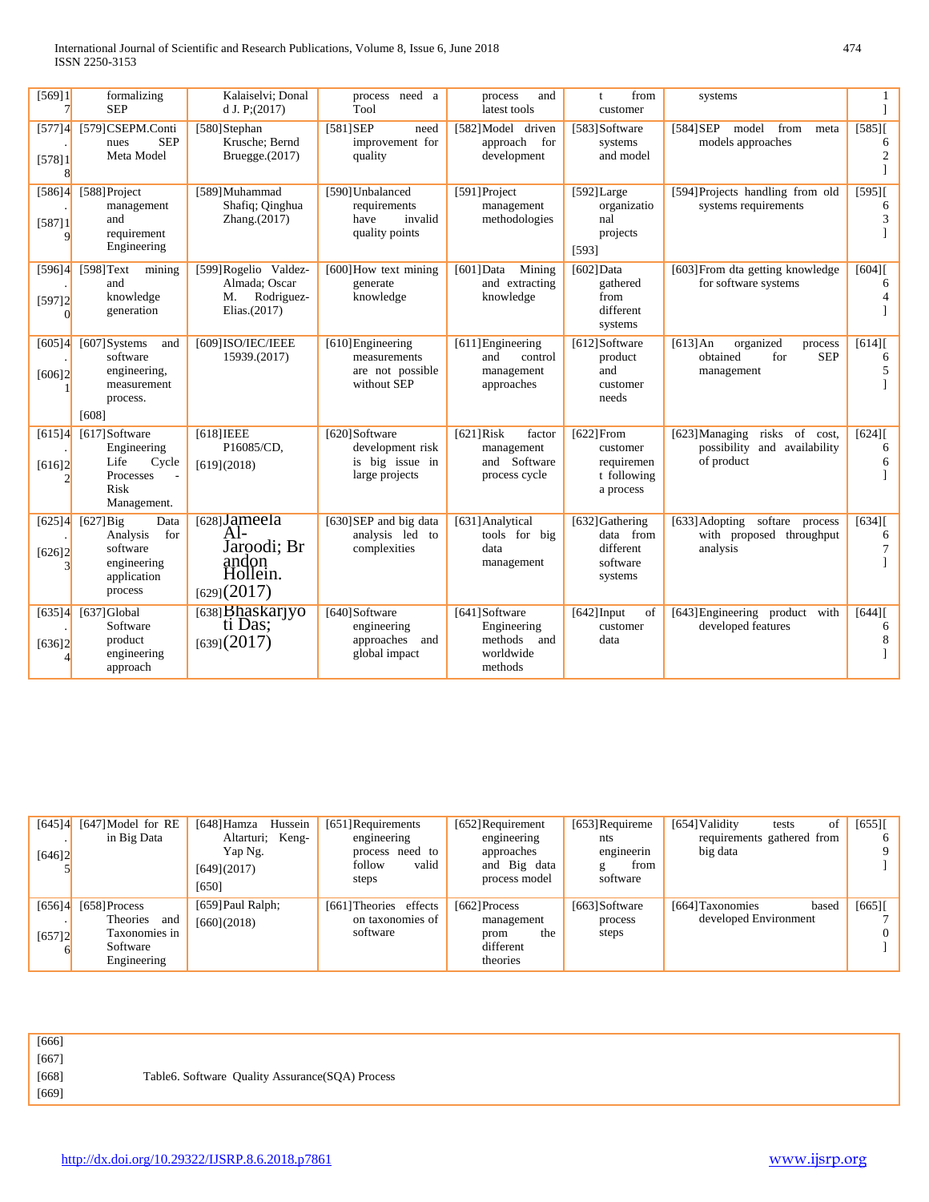| | | | | | | | |
|---|---|---|---|---|---|---|---|
| [569]17 | formalizing SEP | Kalaiselvi; Donal d J. P;(2017) | process need a Tool | process and latest tools | t from customer | systems | 1] |
| [577]4. [578]18 | [579]CSEPM.Continues SEP Meta Model | [580]Stephan Krusche; Bernd Bruegge.(2017) | [581]SEP need improvement for quality | [582]Model driven approach for development | [583]Software systems and model | [584]SEP model from meta models approaches | [585][62] |
| [586]4. [587]19 | [588]Project management and requirement Engineering | [589]Muhammad Shafiq; Qinghua Zhang.(2017) | [590]Unbalanced requirements have invalid quality points | [591]Project management methodologies | [592]Large organizational projects [593] | [594]Projects handling from old systems requirements | [595][63] |
| [596]4. [597]20 | [598]Text mining and knowledge generation | [599]Rogelio Valdez-Almada; Oscar M. Rodriguez-Elias.(2017) | [600]How text mining generate knowledge | [601]Data Mining and extracting knowledge | [602]Data gathered from different systems | [603]From dta getting knowledge for software systems | [604][64] |
| [605]4. [606]21 | [607]Systems and software engineering, measurement process. [608] | [609]ISO/IEC/IEEE 15939.(2017) | [610]Engineering measurements are not possible without SEP | [611]Engineering and control management approaches | [612]Software product and customer needs | [613]An organized process obtained for SEP management | [614][65] |
| [615]4. [616]22 | [617]Software Engineering Life Cycle Processes - Risk Management. | [618]IEEE P16085/CD, [619](2018) | [620]Software development risk is big issue in large projects | [621]Risk factor management and Software process cycle | [622]From customer requirement following a process | [623]Managing risks of cost, possibility and availability of product | [624][66] |
| [625]4. [626]23 | [627]Big Data Analysis for software engineering application process | [628]Jameela Al-Jaroodi; Brandon Hollein. [629](2017) | [630]SEP and big data analysis led to complexities | [631]Analytical tools for big data management | [632]Gathering data from different software systems | [633]Adopting softare process with proposed throughput analysis | [634][67] |
| [635]4. [636]24 | [637]Global Software product engineering approach | [638]Bhaskarjyoti Das; [639](2017) | [640]Software engineering approaches and global impact | [641]Software Engineering methods and worldwide methods | [642]Input of customer data | [643]Engineering product with developed features | [644][68] |
| [645]4. [646]25 | [647]Model for RE in Big Data | [648]Hamza Hussein Altarturi; Keng-Yap Ng. [649](2017) [650] | [651]Requirements engineering process need to follow valid steps | [652]Requirement engineering approaches and Big data process model | [653]Requirements engineering from software | [654]Validity tests of requirements gathered from big data | [655][69] |
| [656]4. [657]26 | [658]Process Theories and Taxonomies in Software Engineering | [659]Paul Ralph; [660](2018) | [661]Theories effects on taxonomies of software | [662]Process management prom the different theories | [663]Software process steps | [664]Taxonomies based developed Environment | [665][70] |

[666]
[667]
[668] Table6. Software Quality Assurance(SQA) Process
[669]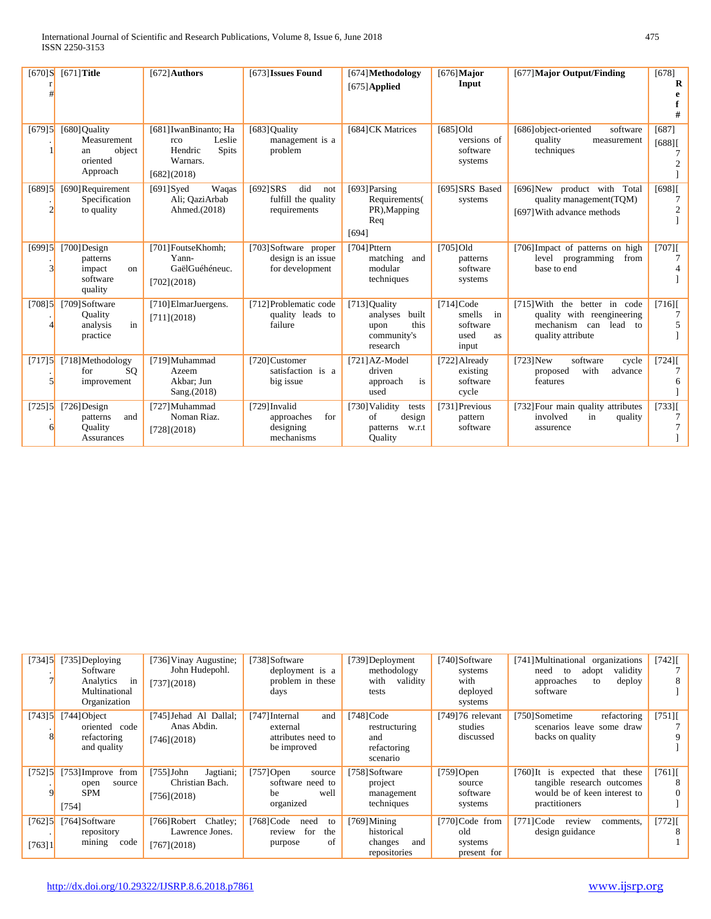| [670]Sr# | [671]**Title** | [672]**Authors** | [673]**Issues Found** | [674]**Methodology** [675]**Applied** | [676]**Major Input** | [677]**Major Output/Finding** | [678] **Ref#** |
|---|---|---|---|---|---|---|---|
| [679]5.1 | [680]Quality Measurement an object oriented Approach | [681]IwanBinanto; Harco Leslie Hendric Spits Warnars. [682](2018) | [683]Quality management is a problem | [684]CK Matrices | [685]Old versions of software systems | [686]object-oriented software quality measurement techniques | [687] [688][72] |
| [689]5.2 | [690]Requirement Specification to quality | [691]Syed Waqas Ali; QaziArbab Ahmed.(2018) | [692]SRS did not fulfill the quality requirements | [693]Parsing Requirements(PR),Mapping Req [694] | [695]SRS Based systems | [696]New product with Total quality management(TQM) [697]With advance methods | [698][72] |
| [699]5.3 | [700]Design patterns impact on software quality | [701]FoutseKhomh; Yann-GaëlGuéhéneuc. [702](2018) | [703]Software proper design is an issue for development | [704]Pttern matching and modular techniques | [705]Old patterns software systems | [706]Impact of patterns on high level programming from base to end | [707][74] |
| [708]5.4 | [709]Software Quality analysis in practice | [710]ElmarJuergens. [711](2018) | [712]Problematic code quality leads to failure | [713]Quality analyses built upon this community's research | [714]Code smells in software used as input | [715]With the better in code quality with reengineering mechanism can lead to quality attribute | [716][75] |
| [717]5.5 | [718]Methodology for SQ improvement | [719]Muhammad Azeem Akbar; Jun Sang.(2018) | [720]Customer satisfaction is a big issue | [721]AZ-Model driven approach is used | [722]Already existing software cycle | [723]New software cycle proposed with advance features | [724][76] |
| [725]5.6 | [726]Design patterns and Quality Assurances | [727]Muhammad Noman Riaz. [728](2018) | [729]Invalid approaches for designing mechanisms | [730]Validity tests of design patterns w.r.t Quality | [731]Previous pattern software | [732]Four main quality attributes involved in quality assurence | [733][77] |
| [734]5.7 | [735]Deploying Software Analytics in Multinational Organization | [736]Vinay Augustine; John Hudepohl. [737](2018) | [738]Software deployment is a problem in these days | [739]Deployment methodology with validity tests | [740]Software systems with deployed systems | [741]Multinational organizations need to adopt validity approaches to deploy software | [742][78] |
| [743]5.8 | [744]Object oriented code refactoring and quality | [745]Jehad Al Dallal; Anas Abdin. [746](2018) | [747]Internal and external attributes need to be improved | [748]Code restructuring and refactoring scenario | [749]76 relevant studies discussed | [750]Sometime refactoring scenarios leave some draw backs on quality | [751][79] |
| [752]5.9 | [753]Improve from open source SPM [754] | [755]John Jagtiani; Christian Bach. [756](2018) | [757]Open source software need to be well organized | [758]Software project management techniques | [759]Open source software systems | [760]It is expected that these tangible research outcomes would be of keen interest to practitioners | [761][80] |
| [762]5. [763]1 | [764]Software repository mining code | [766]Robert Chatley; Lawrence Jones. [767](2018) | [768]Code need to review for the purpose of | [769]Mining historical changes and repositories | [770]Code from old systems present for | [771]Code review comments, design guidance | [772][81 |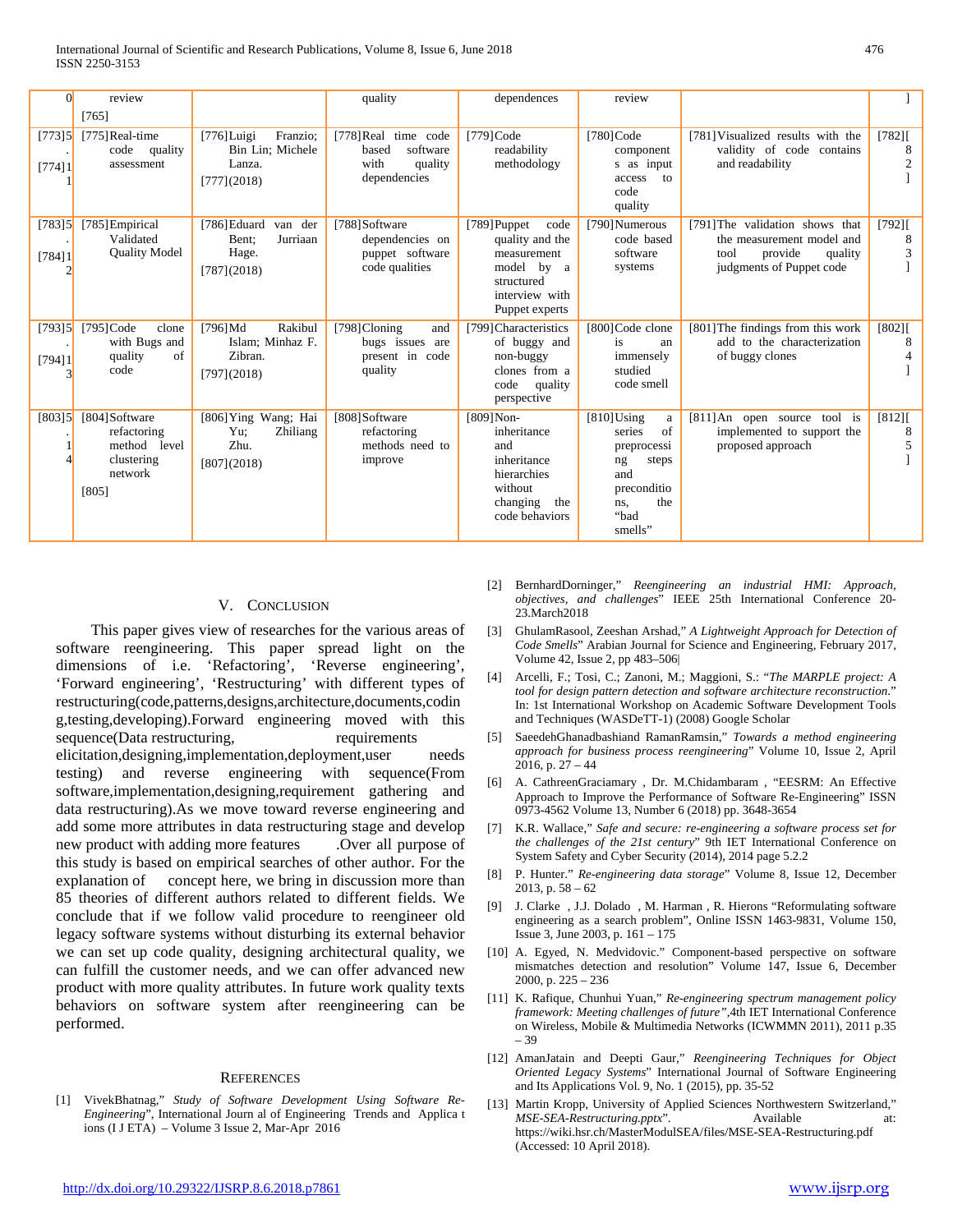| | | | | | | | |
|---|---|---|---|---|---|---|---|
| 0 | review [765] | | quality | dependences | review | | ] |
| [773]5 . [774]1 1 | [775]Real-time code quality assessment | [776]Luigi Franzio; Bin Lin; Michele Lanza. [777](2018) | [778]Real time code based software with quality dependencies | [779]Code readability methodology | [780]Code component s as input access to code quality | [781]Visualized results with the validity of code contains and readability | [782][ 8 2 ] |
| [783]5 . [784]1 2 | [785]Empirical Validated Quality Model | [786]Eduard van der Bent; Jurriaan Hage. [787](2018) | [788]Software dependencies on puppet software code qualities | [789]Puppet code quality and the measurement model by a structured interview with Puppet experts | [790]Numerous code based software systems | [791]The validation shows that the measurement model and tool provide quality judgments of Puppet code | [792][ 8 3 ] |
| [793]5 . [794]1 3 | [795]Code clone with Bugs and quality of code | [796]Md Rakibul Islam; Minhaz F. Zibran. [797](2018) | [798]Cloning and bugs issues are present in code quality | [799]Characteristics of buggy and non-buggy clones from a code quality perspective | [800]Code clone is an immensely studied code smell | [801]The findings from this work add to the characterization of buggy clones | [802][ 8 4 ] |
| [803]5 . 1 4 | [804]Software refactoring method level clustering network [805] | [806]Ying Wang; Hai Yu; Zhiliang Zhu. [807](2018) | [808]Software refactoring methods need to improve | [809]Non-inheritance and inheritance hierarchies without changing the code behaviors | [810]Using a series of preprocessi ng steps and preconditio ns, the "bad smells" | [811]An open source tool is implemented to support the proposed approach | [812][ 8 5 ] |

## V. Conclusion

This paper gives view of researches for the various areas of software reengineering. This paper spread light on the dimensions of i.e. 'Refactoring', 'Reverse engineering', 'Forward engineering', 'Restructuring' with different types of restructuring(code,patterns,designs,architecture,documents,coding,testing,developing).Forward engineering moved with this sequence(Data restructuring, requirements elicitation,designing,implementation,deployment,user needs testing) and reverse engineering with sequence(From software,implementation,designing,requirement gathering and data restructuring).As we move toward reverse engineering and add some more attributes in data restructuring stage and develop new product with adding more features .Over all purpose of this study is based on empirical searches of other author. For the explanation of concept here, we bring in discussion more than 85 theories of different authors related to different fields. We conclude that if we follow valid procedure to reengineer old legacy software systems without disturbing its external behavior we can set up code quality, designing architectural quality, we can fulfill the customer needs, and we can offer advanced new product with more quality attributes. In future work quality texts behaviors on software system after reengineering can be performed.

## References

[1] VivekBhatnag," *Study of Software Development Using Software Re-Engineering*", International Journ al of Engineering Trends and Applica t ions (I J ETA) – Volume 3 Issue 2, Mar-Apr 2016

[2] BernhardDorninger," *Reengineering an industrial HMI: Approach, objectives, and challenges*" IEEE 25th International Conference 20-23.March2018

[3] GhulamRasool, Zeeshan Arshad," *A Lightweight Approach for Detection of Code Smells*" Arabian Journal for Science and Engineering, February 2017, Volume 42, Issue 2, pp 483–506|

[4] Arcelli, F.; Tosi, C.; Zanoni, M.; Maggioni, S.: "*The MARPLE project: A tool for design pattern detection and software architecture reconstruction.*" In: 1st International Workshop on Academic Software Development Tools and Techniques (WASDeTT-1) (2008) Google Scholar

[5] SaeedehGhanadbashiand RamanRamsin," *Towards a method engineering approach for business process reengineering*" Volume 10, Issue 2, April 2016, p. 27 – 44

[6] A. CathreenGraciamary , Dr. M.Chidambaram , "EESRM: An Effective Approach to Improve the Performance of Software Re-Engineering" ISSN 0973-4562 Volume 13, Number 6 (2018) pp. 3648-3654

[7] K.R. Wallace," *Safe and secure: re-engineering a software process set for the challenges of the 21st century*" 9th IET International Conference on System Safety and Cyber Security (2014), 2014 page 5.2.2

[8] P. Hunter." *Re-engineering data storage*" Volume 8, Issue 12, December 2013, p. 58 – 62

[9] J. Clarke , J.J. Dolado , M. Harman , R. Hierons "Reformulating software engineering as a search problem", Online ISSN 1463-9831, Volume 150, Issue 3, June 2003, p. 161 – 175

[10] A. Egyed, N. Medvidovic." Component-based perspective on software mismatches detection and resolution" Volume 147, Issue 6, December 2000, p. 225 – 236

[11] K. Rafique, Chunhui Yuan," *Re-engineering spectrum management policy framework: Meeting challenges of future",*4th IET International Conference on Wireless, Mobile & Multimedia Networks (ICWMMN 2011), 2011 p.35 – 39

[12] AmanJatain and Deepti Gaur," *Reengineering Techniques for Object Oriented Legacy Systems*" International Journal of Software Engineering and Its Applications Vol. 9, No. 1 (2015), pp. 35-52

[13] Martin Kropp, University of Applied Sciences Northwestern Switzerland," *MSE-SEA-Restructuring.pptx*". Available at: https://wiki.hsr.ch/MasterModulSEA/files/MSE-SEA-Restructuring.pdf (Accessed: 10 April 2018).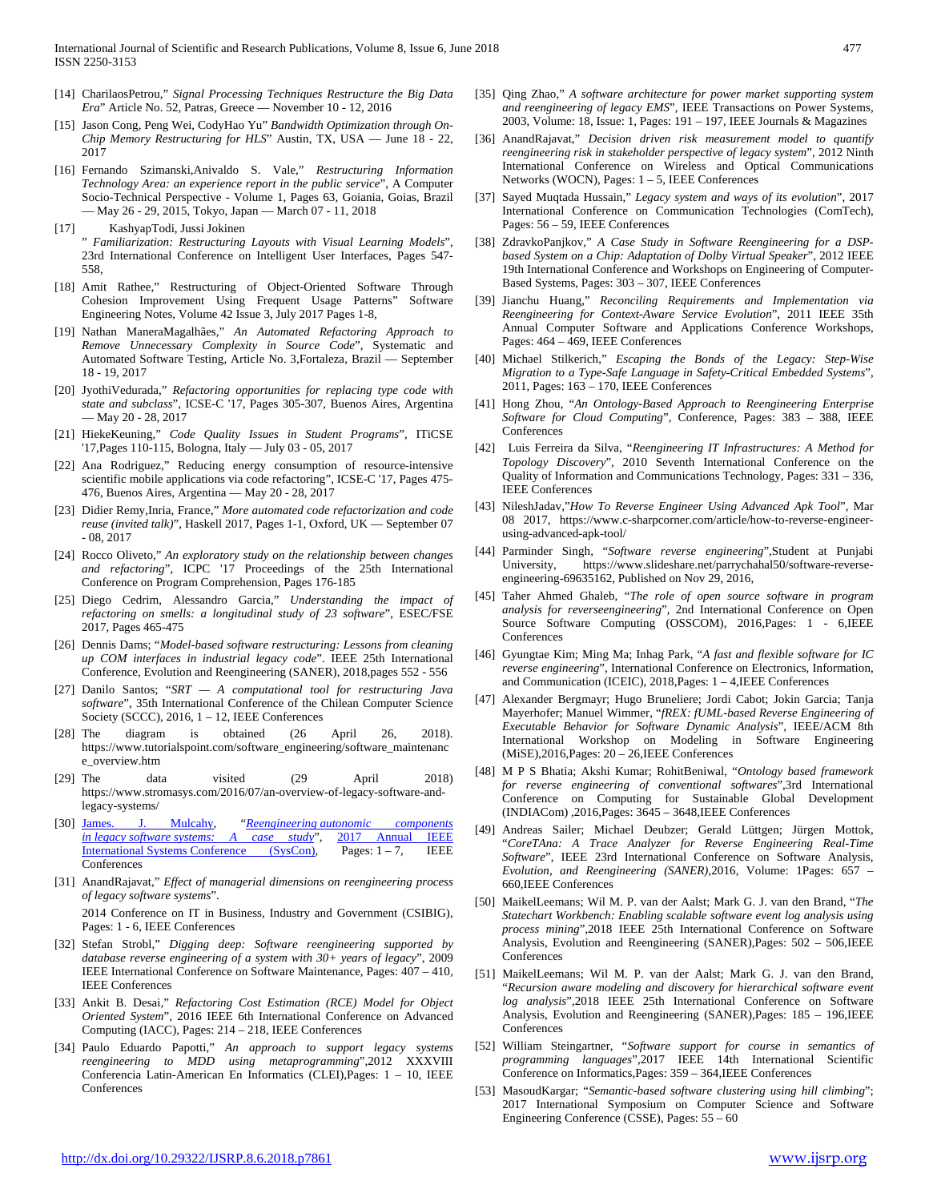[14] CharilaosPetrou," *Signal Processing Techniques Restructure the Big Data Era*" Article No. 52, Patras, Greece — November 10 - 12, 2016

[15] Jason Cong, Peng Wei, CodyHao Yu" *Bandwidth Optimization through On-Chip Memory Restructuring for HLS*" Austin, TX, USA — June 18 - 22, 2017

[16] Fernando Szimanski,Anivaldo S. Vale," *Restructuring Information Technology Area: an experience report in the public service*", A Computer Socio-Technical Perspective - Volume 1, Pages 63, Goiania, Goias, Brazil — May 26 - 29, 2015, Tokyo, Japan — March 07 - 11, 2018

[17] KashyapTodi, Jussi Jokinen " *Familiarization: Restructuring Layouts with Visual Learning Models*", 23rd International Conference on Intelligent User Interfaces, Pages 547-558,

[18] Amit Rathee," Restructuring of Object-Oriented Software Through Cohesion Improvement Using Frequent Usage Patterns" Software Engineering Notes, Volume 42 Issue 3, July 2017 Pages 1-8,

[19] Nathan ManeraMagalhães," *An Automated Refactoring Approach to Remove Unnecessary Complexity in Source Code*", Systematic and Automated Software Testing, Article No. 3,Fortaleza, Brazil — September 18 - 19, 2017

[20] JyothiVedurada," *Refactoring opportunities for replacing type code with state and subclass*", ICSE-C '17, Pages 305-307, Buenos Aires, Argentina — May 20 - 28, 2017

[21] HiekeKeuning," *Code Quality Issues in Student Programs*", ITiCSE '17,Pages 110-115, Bologna, Italy — July 03 - 05, 2017

[22] Ana Rodriguez," Reducing energy consumption of resource-intensive scientific mobile applications via code refactoring", ICSE-C '17, Pages 475-476, Buenos Aires, Argentina — May 20 - 28, 2017

[23] Didier Remy,Inria, France," *More automated code refactorization and code reuse (invited talk)*", Haskell 2017, Pages 1-1, Oxford, UK — September 07 - 08, 2017

[24] Rocco Oliveto," *An exploratory study on the relationship between changes and refactoring*", ICPC '17 Proceedings of the 25th International Conference on Program Comprehension, Pages 176-185

[25] Diego Cedrim, Alessandro Garcia," *Understanding the impact of refactoring on smells: a longitudinal study of 23 software*", ESEC/FSE 2017, Pages 465-475

[26] Dennis Dams; "*Model-based software restructuring: Lessons from cleaning up COM interfaces in industrial legacy code*". IEEE 25th International Conference, Evolution and Reengineering (SANER), 2018,pages 552 - 556

[27] Danilo Santos; "*SRT — A computational tool for restructuring Java software*", 35th International Conference of the Chilean Computer Science Society (SCCC), 2016, 1 – 12, IEEE Conferences

[28] The diagram is obtained (26 April 26, 2018). https://www.tutorialspoint.com/software_engineering/software_maintenance_overview.htm

[29] The data visited (29 April 2018) https://www.stromasys.com/2016/07/an-overview-of-legacy-software-and-legacy-systems/

[30] James. J. Mulcahy, "*Reengineering autonomic components in legacy software systems: A case study*", 2017 Annual IEEE International Systems Conference (SysCon), Pages: 1 – 7, IEEE Conferences

[31] AnandRajavat," *Effect of managerial dimensions on reengineering process of legacy software systems*".
2014 Conference on IT in Business, Industry and Government (CSIBIG), Pages: 1 - 6, IEEE Conferences

[32] Stefan Strobl," *Digging deep: Software reengineering supported by database reverse engineering of a system with 30+ years of legacy*", 2009 IEEE International Conference on Software Maintenance, Pages: 407 – 410, IEEE Conferences

[33] Ankit B. Desai," *Refactoring Cost Estimation (RCE) Model for Object Oriented System*", 2016 IEEE 6th International Conference on Advanced Computing (IACC), Pages: 214 – 218, IEEE Conferences

[34] Paulo Eduardo Papotti," *An approach to support legacy systems reengineering to MDD using metaprogramming*",2012 XXXVIII Conferencia Latin-American En Informatics (CLEI),Pages: 1 – 10, IEEE Conferences

[35] Qing Zhao," *A software architecture for power market supporting system and reengineering of legacy EMS*", IEEE Transactions on Power Systems, 2003, Volume: 18, Issue: 1, Pages: 191 – 197, IEEE Journals & Magazines

[36] AnandRajavat," *Decision driven risk measurement model to quantify reengineering risk in stakeholder perspective of legacy system*", 2012 Ninth International Conference on Wireless and Optical Communications Networks (WOCN), Pages: 1 – 5, IEEE Conferences

[37] Sayed Muqtada Hussain," *Legacy system and ways of its evolution*", 2017 International Conference on Communication Technologies (ComTech), Pages: 56 – 59, IEEE Conferences

[38] ZdravkoPanjkov," *A Case Study in Software Reengineering for a DSP-based System on a Chip: Adaptation of Dolby Virtual Speaker*", 2012 IEEE 19th International Conference and Workshops on Engineering of Computer-Based Systems, Pages: 303 – 307, IEEE Conferences

[39] Jianchu Huang," *Reconciling Requirements and Implementation via Reengineering for Context-Aware Service Evolution*", 2011 IEEE 35th Annual Computer Software and Applications Conference Workshops, Pages: 464 – 469, IEEE Conferences

[40] Michael Stilkerich," *Escaping the Bonds of the Legacy: Step-Wise Migration to a Type-Safe Language in Safety-Critical Embedded Systems*", 2011, Pages: 163 – 170, IEEE Conferences

[41] Hong Zhou, "*An Ontology-Based Approach to Reengineering Enterprise Software for Cloud Computing*", Conference, Pages: 383 – 388, IEEE Conferences

[42] Luis Ferreira da Silva, "*Reengineering IT Infrastructures: A Method for Topology Discovery*", 2010 Seventh International Conference on the Quality of Information and Communications Technology, Pages: 331 – 336, IEEE Conferences

[43] NileshJadav,"*How To Reverse Engineer Using Advanced Apk Tool*", Mar 08 2017, https://www.c-sharpcorner.com/article/how-to-reverse-engineer-using-advanced-apk-tool/

[44] Parminder Singh, "*Software reverse engineering*",Student at Punjabi University, https://www.slideshare.net/parrychahal50/software-reverse-engineering-69635162, Published on Nov 29, 2016,

[45] Taher Ahmed Ghaleb, "*The role of open source software in program analysis for reverseengineering*", 2nd International Conference on Open Source Software Computing (OSSCOM), 2016,Pages: 1 - 6,IEEE Conferences

[46] Gyungtae Kim; Ming Ma; Inhag Park, "*A fast and flexible software for IC reverse engineering*", International Conference on Electronics, Information, and Communication (ICEIC), 2018,Pages: 1 – 4,IEEE Conferences

[47] Alexander Bergmayr; Hugo Bruneliere; Jordi Cabot; Jokin Garcia; Tanja Mayerhofer; Manuel Wimmer, "*fREX: fUML-based Reverse Engineering of Executable Behavior for Software Dynamic Analysis*", IEEE/ACM 8th International Workshop on Modeling in Software Engineering (MiSE),2016,Pages: 20 – 26,IEEE Conferences

[48] M P S Bhatia; Akshi Kumar; RohitBeniwal, "*Ontology based framework for reverse engineering of conventional softwares*",3rd International Conference on Computing for Sustainable Global Development (INDIACom) ,2016,Pages: 3645 – 3648,IEEE Conferences

[49] Andreas Sailer; Michael Deubzer; Gerald Lüttgen; Jürgen Mottok, "*CoreTAna: A Trace Analyzer for Reverse Engineering Real-Time Software*", IEEE 23rd International Conference on Software Analysis, *Evolution, and Reengineering (SANER)*,2016, Volume: 1Pages: 657 – 660,IEEE Conferences

[50] MaikelLeemans; Wil M. P. van der Aalst; Mark G. J. van den Brand, "*The Statechart Workbench: Enabling scalable software event log analysis using process mining*",2018 IEEE 25th International Conference on Software Analysis, Evolution and Reengineering (SANER),Pages: 502 – 506,IEEE Conferences

[51] MaikelLeemans; Wil M. P. van der Aalst; Mark G. J. van den Brand, "*Recursion aware modeling and discovery for hierarchical software event log analysis*",2018 IEEE 25th International Conference on Software Analysis, Evolution and Reengineering (SANER),Pages: 185 – 196,IEEE Conferences

[52] William Steingartner, "*Software support for course in semantics of programming languages*",2017 IEEE 14th International Scientific Conference on Informatics,Pages: 359 – 364,IEEE Conferences

[53] MasoudKargar; "*Semantic-based software clustering using hill climbing*"; 2017 International Symposium on Computer Science and Software Engineering Conference (CSSE), Pages: 55 – 60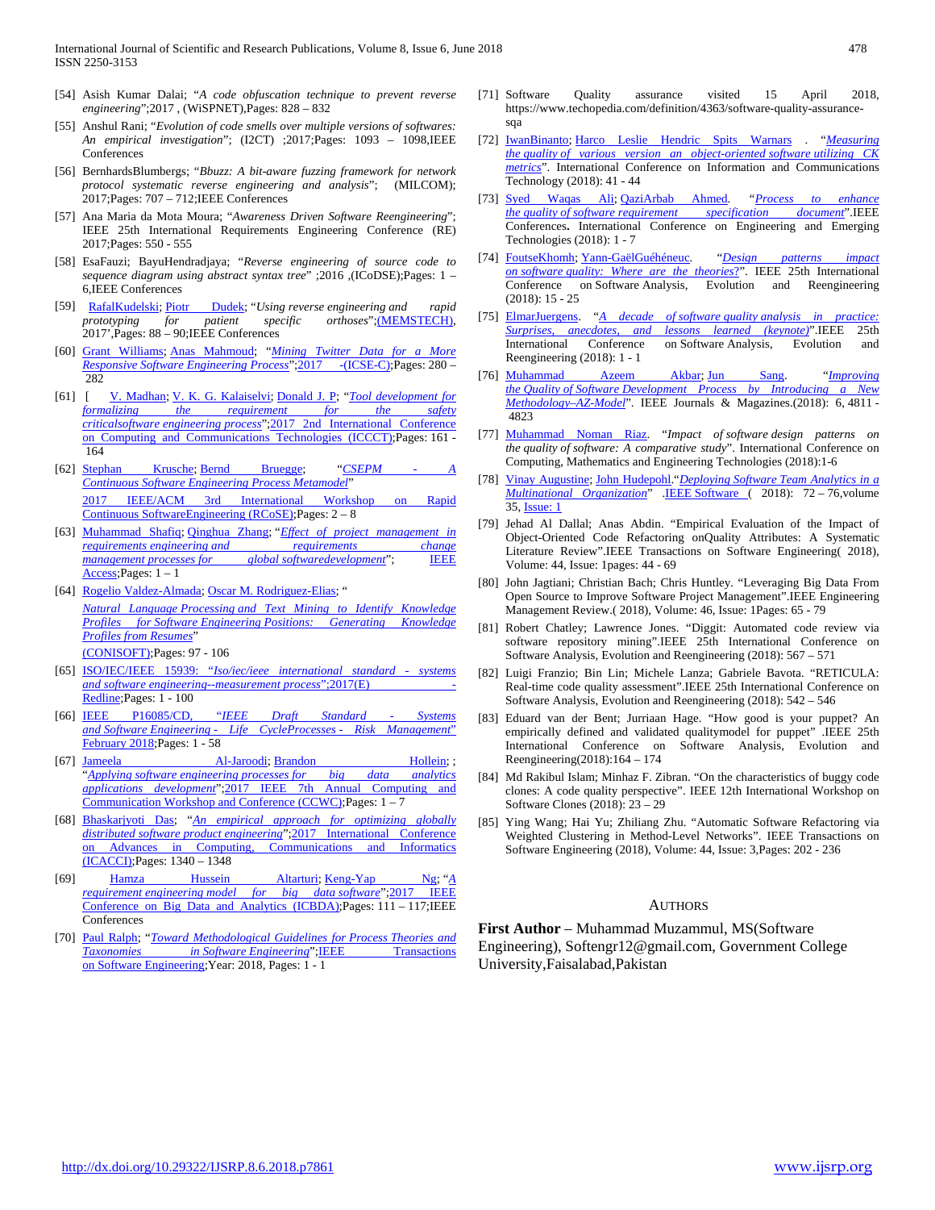[54] Asish Kumar Dalai; "*A code obfuscation technique to prevent reverse engineering*";2017 , (WiSPNET),Pages: 828 – 832

[55] Anshul Rani; "*Evolution of code smells over multiple versions of softwares: An empirical investigation*"; (I2CT) ;2017;Pages: 1093 – 1098,IEEE Conferences

[56] BernhardsBlumbergs; "*Bbuzz: A bit-aware fuzzing framework for network protocol systematic reverse engineering and analysis*"; (MILCOM); 2017;Pages: 707 – 712;IEEE Conferences

[57] Ana Maria da Mota Moura; "*Awareness Driven Software Reengineering*"; IEEE 25th International Requirements Engineering Conference (RE) 2017;Pages: 550 - 555

[58] EsaFauzi; BayuHendradjaya; "*Reverse engineering of source code to sequence diagram using abstract syntax tree*" ;2016 ,(ICoDSE);Pages: 1 – 6,IEEE Conferences

[59] RafalKudelski; Piotr Dudek; "*Using reverse engineering and rapid prototyping for patient specific orthoses*";(MEMSTECH), 2017',Pages: 88 – 90;IEEE Conferences

[60] Grant Williams; Anas Mahmoud; "*Mining Twitter Data for a More Responsive Software Engineering Process*";2017 -(ICSE-C);Pages: 280 – 282

[61] [ V. Madhan; V. K. G. Kalaiselvi; Donald J. P; "*Tool development for formalizing the requirement for the safety criticalsoftware engineering process*";2017 2nd International Conference on Computing and Communications Technologies (ICCCT);Pages: 161 - 164

[62] Stephan Krusche; Bernd Bruegge; "*CSEPM - A Continuous Software Engineering Process Metamodel*" 2017 IEEE/ACM 3rd International Workshop on Rapid Continuous SoftwareEngineering (RCoSE);Pages: 2 – 8

[63] Muhammad Shafiq; Qinghua Zhang; "*Effect of project management in requirements engineering and requirements change management processes for global softwaredevelopment*"; IEEE Access;Pages: 1 – 1

[64] Rogelio Valdez-Almada; Oscar M. Rodriguez-Elias; "*Natural Language Processing and Text Mining to Identify Knowledge Profiles for Software Engineering Positions: Generating Knowledge Profiles from Resumes*" (CONISOFT);Pages: 97 - 106

[65] ISO/IEC/IEEE 15939: "*Iso/iec/ieee international standard - systems and software engineering--measurement process*";2017(E) - Redline;Pages: 1 - 100

[66] IEEE P16085/CD, "*IEEE Draft Standard - Systems and Software Engineering - Life CycleProcesses - Risk Management*" February 2018;Pages: 1 - 58

[67] Jameela Al-Jaroodi; Brandon Hollein; ; "*Applying software engineering processes for big data analytics applications development*";2017 IEEE 7th Annual Computing and Communication Workshop and Conference (CCWC);Pages: 1 – 7

[68] Bhaskarjyoti Das; "*An empirical approach for optimizing globally distributed software product engineering*";2017 International Conference on Advances in Computing, Communications and Informatics (ICACCI);Pages: 1340 – 1348

[69] Hamza Hussein Altarturi; Keng-Yap Ng; "*A requirement engineering model for big data software*";2017 IEEE Conference on Big Data and Analytics (ICBDA);Pages: 111 – 117;IEEE Conferences

[70] Paul Ralph; "*Toward Methodological Guidelines for Process Theories and Taxonomies in Software Engineering*";IEEE Transactions on Software Engineering;Year: 2018, Pages: 1 - 1

[71] Software Quality assurance visited 15 April 2018, https://www.techopedia.com/definition/4363/software-quality-assurance-sqa

[72] IwanBinanto; Harco Leslie Hendric Spits Warnars . "*Measuring the quality of various version an object-oriented software utilizing CK metrics*". International Conference on Information and Communications Technology (2018): 41 - 44

[73] Syed Waqas Ali; QaziArbab Ahmed. "*Process to enhance the quality of software requirement specification document*".IEEE Conferences**.** International Conference on Engineering and Emerging Technologies (2018): 1 - 7

[74] FoutseKhomh; Yann-GaëlGuéhéneuc. "*Design patterns impact on software quality: Where are the theories?*". IEEE 25th International Conference on Software Analysis, Evolution and Reengineering (2018): 15 - 25

[75] ElmarJuergens. "*A decade of software quality analysis in practice: Surprises, anecdotes, and lessons learned (keynote)*".IEEE 25th International Conference on Software Analysis, Evolution and Reengineering (2018): 1 - 1

[76] Muhammad Azeem Akbar; Jun Sang. "*Improving the Quality of Software Development Process by Introducing a New Methodology–AZ-Model*". IEEE Journals & Magazines.(2018): 6, 4811 - 4823

[77] Muhammad Noman Riaz. "*Impact of software design patterns on the quality of software: A comparative study*". International Conference on Computing, Mathematics and Engineering Technologies (2018):1-6

[78] Vinay Augustine; John Hudepohl."*Deploying Software Team Analytics in a Multinational Organization*" .IEEE Software ( 2018): 72 – 76,volume 35, Issue: 1

[79] Jehad Al Dallal; Anas Abdin. "Empirical Evaluation of the Impact of Object-Oriented Code Refactoring onQuality Attributes: A Systematic Literature Review".IEEE Transactions on Software Engineering( 2018), Volume: 44, Issue: 1pages: 44 - 69

[80] John Jagtiani; Chris Bach; Chris Huntley. "Leveraging Big Data From Open Source to Improve Software Project Management".IEEE Engineering Management Review.( 2018), Volume: 46, Issue: 1Pages: 65 - 79

[81] Robert Chatley; Lawrence Jones. "Diggit: Automated code review via software repository mining".IEEE 25th International Conference on Software Analysis, Evolution and Reengineering (2018): 567 – 571

[82] Luigi Franzio; Bin Lin; Michele Lanza; Gabriele Bavota. "RETICULA: Real-time code quality assessment".IEEE 25th International Conference on Software Analysis, Evolution and Reengineering (2018): 542 – 546

[83] Eduard van der Bent; Jurriaan Hage. "How good is your puppet? An empirically defined and validated qualitymodel for puppet" .IEEE 25th International Conference on Software Analysis, Evolution and Reengineering(2018):164 – 174

[84] Md Rakibul Islam; Minhaz F. Zibran. "On the characteristics of buggy code clones: A code quality perspective". IEEE 12th International Workshop on Software Clones (2018): 23 – 29

[85] Ying Wang; Hai Yu; Zhiliang Zhu. "Automatic Software Refactoring via Weighted Clustering in Method-Level Networks". IEEE Transactions on Software Engineering (2018), Volume: 44, Issue: 3,Pages: 202 - 236

## AUTHORS

**First Author** – Muhammad Muzammul, MS(Software Engineering), Softengr12@gmail.com, Government College University,Faisalabad,Pakistan